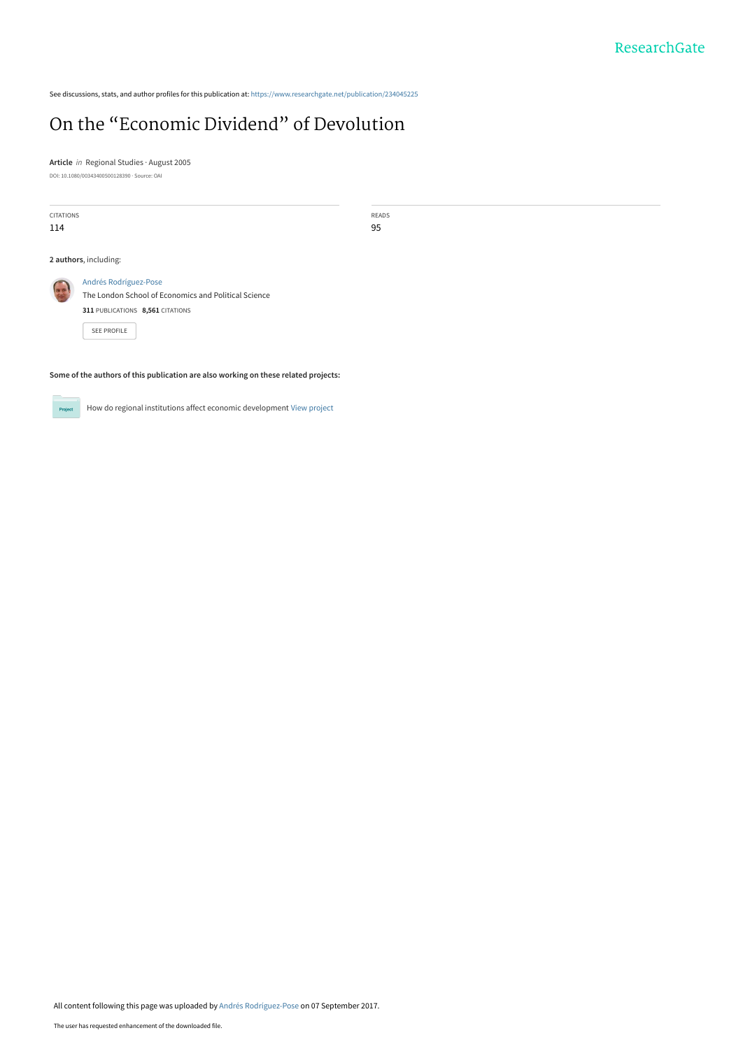See discussions, stats, and author profiles for this publication at: https://www.researchgate.net/publication/234045225

# On the "Economic Dividend" of Devolution

**Article** *in* Regional Studies · August 2005

DOI: 10.1080/00343400500128390 · Source: OAI

CITATIONS
114

READS
95

**2 authors**, including:

Andrés Rodríguez-Pose
The London School of Economics and Political Science
**311** PUBLICATIONS **8,561** CITATIONS

SEE PROFILE

**Some of the authors of this publication are also working on these related projects:**

Project: How do regional institutions affect economic development View project

All content following this page was uploaded by Andrés Rodríguez-Pose on 07 September 2017.

The user has requested enhancement of the downloaded file.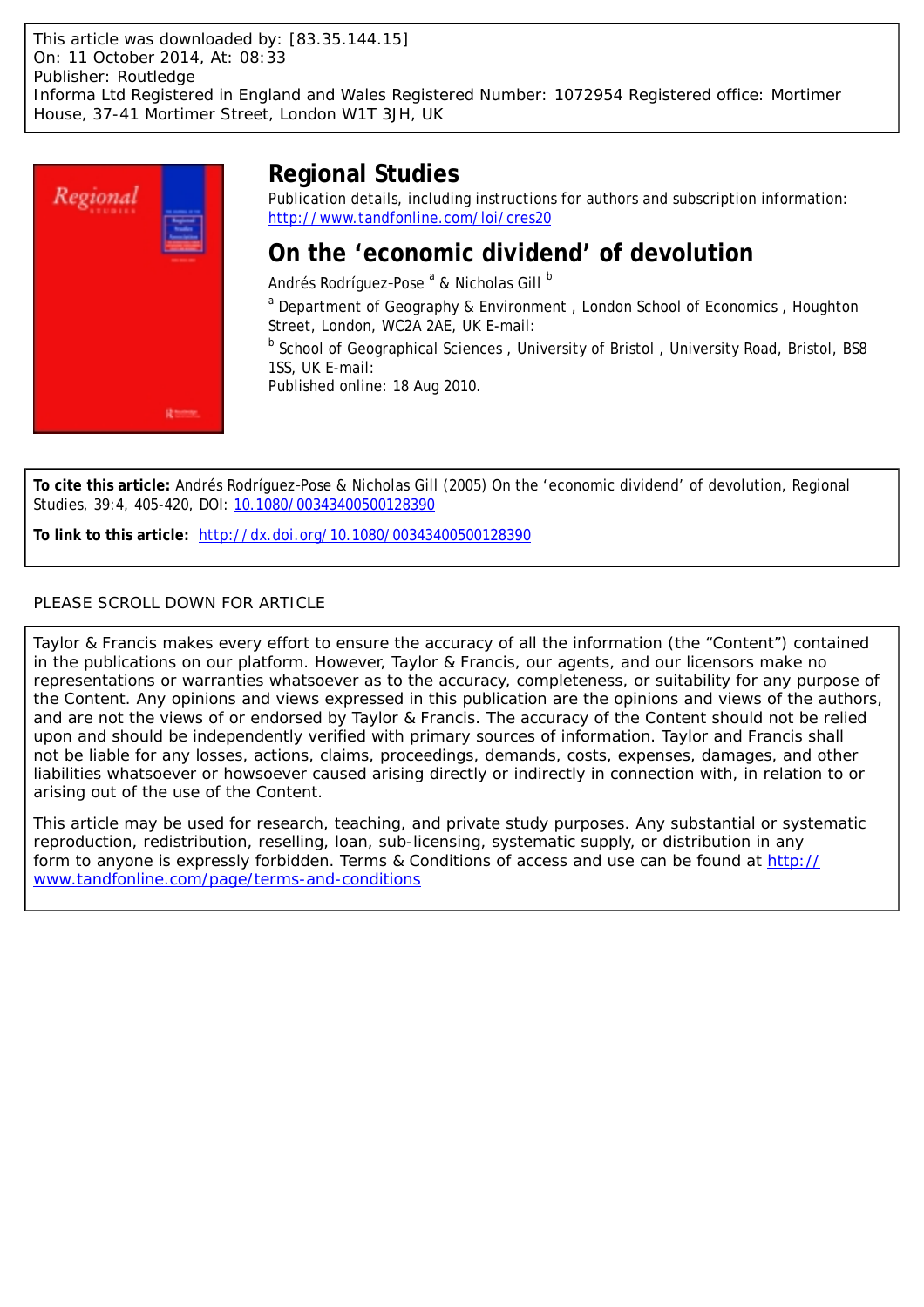This article was downloaded by: [83.35.144.15]
On: 11 October 2014, At: 08:33
Publisher: Routledge
Informa Ltd Registered in England and Wales Registered Number: 1072954 Registered office: Mortimer House, 37-41 Mortimer Street, London W1T 3JH, UK

# Regional Studies

Publication details, including instructions for authors and subscription information:
http://www.tandfonline.com/loi/cres20

## On the 'economic dividend' of devolution

Andrés Rodríguez-Pose [a] & Nicholas Gill [b]

[a] Department of Geography & Environment , London School of Economics , Houghton Street, London, WC2A 2AE, UK E-mail:

[b] School of Geographical Sciences , University of Bristol , University Road, Bristol, BS8 1SS, UK E-mail:

Published online: 18 Aug 2010.

**To cite this article:** Andrés Rodríguez-Pose & Nicholas Gill (2005) On the 'economic dividend' of devolution, Regional Studies, 39:4, 405-420, DOI: 10.1080/00343400500128390

**To link to this article:** http://dx.doi.org/10.1080/00343400500128390

PLEASE SCROLL DOWN FOR ARTICLE

Taylor & Francis makes every effort to ensure the accuracy of all the information (the "Content") contained in the publications on our platform. However, Taylor & Francis, our agents, and our licensors make no representations or warranties whatsoever as to the accuracy, completeness, or suitability for any purpose of the Content. Any opinions and views expressed in this publication are the opinions and views of the authors, and are not the views of or endorsed by Taylor & Francis. The accuracy of the Content should not be relied upon and should be independently verified with primary sources of information. Taylor and Francis shall not be liable for any losses, actions, claims, proceedings, demands, costs, expenses, damages, and other liabilities whatsoever or howsoever caused arising directly or indirectly in connection with, in relation to or arising out of the use of the Content.

This article may be used for research, teaching, and private study purposes. Any substantial or systematic reproduction, redistribution, reselling, loan, sub-licensing, systematic supply, or distribution in any form to anyone is expressly forbidden. Terms & Conditions of access and use can be found at http://www.tandfonline.com/page/terms-and-conditions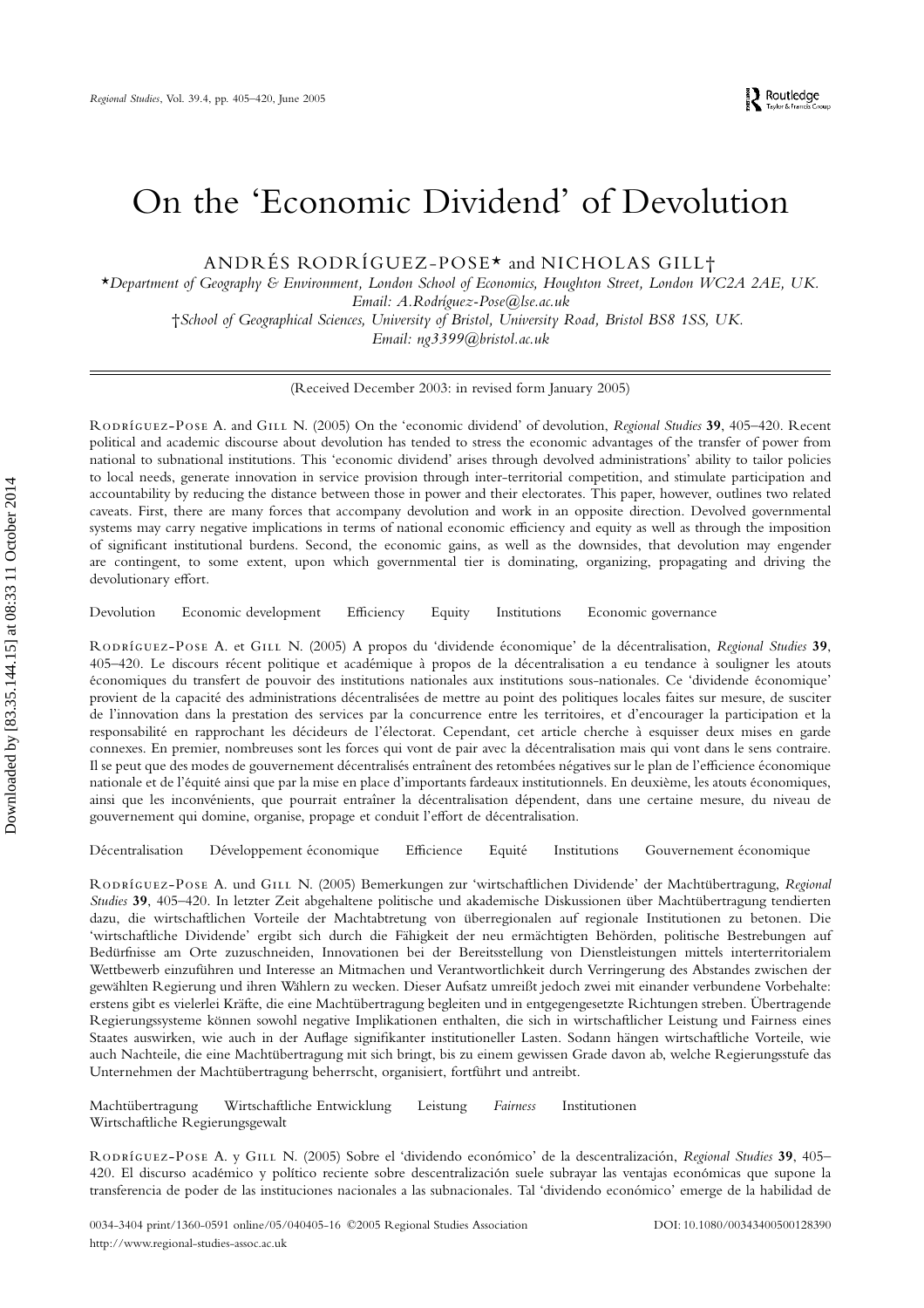# On the 'Economic Dividend' of Devolution

ANDRÉS RODRÍGUEZ-POSE* and NICHOLAS GILL†

*Department of Geography & Environment, London School of Economics, Houghton Street, London WC2A 2AE, UK. Email: A.Rodríguez-Pose@lse.ac.uk

†School of Geographical Sciences, University of Bristol, University Road, Bristol BS8 1SS, UK. Email: ng3399@bristol.ac.uk

(Received December 2003: in revised form January 2005)

RODRÍGUEZ-POSE A. and GILL N. (2005) On the 'economic dividend' of devolution, *Regional Studies* **39**, 405–420. Recent political and academic discourse about devolution has tended to stress the economic advantages of the transfer of power from national to subnational institutions. This 'economic dividend' arises through devolved administrations' ability to tailor policies to local needs, generate innovation in service provision through inter-territorial competition, and stimulate participation and accountability by reducing the distance between those in power and their electorates. This paper, however, outlines two related caveats. First, there are many forces that accompany devolution and work in an opposite direction. Devolved governmental systems may carry negative implications in terms of national economic efficiency and equity as well as through the imposition of significant institutional burdens. Second, the economic gains, as well as the downsides, that devolution may engender are contingent, to some extent, upon which governmental tier is dominating, organizing, propagating and driving the devolutionary effort.

Devolution   Economic development   Efficiency   Equity   Institutions   Economic governance

RODRÍGUEZ-POSE A. et GILL N. (2005) A propos du 'dividende économique' de la décentralisation, *Regional Studies* **39**, 405–420. Le discours récent politique et académique à propos de la décentralisation a eu tendance à souligner les atouts économiques du transfert de pouvoir des institutions nationales aux institutions sous-nationales. Ce 'dividende économique' provient de la capacité des administrations décentralisées de mettre au point des politiques locales faites sur mesure, de susciter de l'innovation dans la prestation des services par la concurrence entre les territoires, et d'encourager la participation et la responsabilité en rapprochant les décideurs de l'électorat. Cependant, cet article cherche à esquisser deux mises en garde connexes. En premier, nombreuses sont les forces qui vont de pair avec la décentralisation mais qui vont dans le sens contraire. Il se peut que des modes de gouvernement décentralisés entraînent des retombées négatives sur le plan de l'efficience économique nationale et de l'équité ainsi que par la mise en place d'importants fardeaux institutionnels. En deuxième, les atouts économiques, ainsi que les inconvénients, que pourrait entraîner la décentralisation dépendent, dans une certaine mesure, du niveau de gouvernement qui domine, organise, propage et conduit l'effort de décentralisation.

Décentralisation   Développement économique   Efficience   Equité   Institutions   Gouvernement économique

RODRÍGUEZ-POSE A. und GILL N. (2005) Bemerkungen zur 'wirtschaftlichen Dividende' der Machtübertragung, *Regional Studies* **39**, 405–420. In letzter Zeit abgehaltene politische und akademische Diskussionen über Machtübertragung tendierten dazu, die wirtschaftlichen Vorteile der Machtabtretung von überregionalen auf regionale Institutionen zu betonen. Die 'wirtschaftliche Dividende' ergibt sich durch die Fähigkeit der neu ermächtigten Behörden, politische Bestrebungen auf Bedürfnisse am Orte zuzuschneiden, Innovationen bei der Bereitsstellung von Dienstleistungen mittels interterritorialem Wettbewerb einzuführen und Interesse an Mitmachen und Verantwortlichkeit durch Verringerung des Abstandes zwischen der gewählten Regierung und ihren Wählern zu wecken. Dieser Aufsatz umreißt jedoch zwei mit einander verbundene Vorbehalte: erstens gibt es vielerlei Kräfte, die eine Machtübertragung begleiten und in entgegengesetzte Richtungen streben. Übertragende Regierungssysteme können sowohl negative Implikationen enthalten, die sich in wirtschaftlicher Leistung und Fairness eines Staates auswirken, wie auch in der Auflage signifikanter institutioneller Lasten. Sodann hängen wirtschaftliche Vorteile, wie auch Nachteile, die eine Machtübertragung mit sich bringt, bis zu einem gewissen Grade davon ab, welche Regierungsstufe das Unternehmen der Machtübertragung beherrscht, organisiert, fortführt und antreibt.

Machtübertragung   Wirtschaftliche Entwicklung   Leistung   *Fairness*   Institutionen   Wirtschaftliche Regierungsgewalt

RODRÍGUEZ-POSE A. y GILL N. (2005) Sobre el 'dividendo económico' de la descentralización, *Regional Studies* **39**, 405–420. El discurso académico y político reciente sobre descentralización suele subrayar las ventajas económicas que supone la transferencia de poder de las instituciones nacionales a las subnacionales. Tal 'dividendo económico' emerge de la habilidad de

0034-3404 print/1360-0591 online/05/040405-16 ©2005 Regional Studies Association   DOI: 10.1080/00343400500128390
http://www.regional-studies-assoc.ac.uk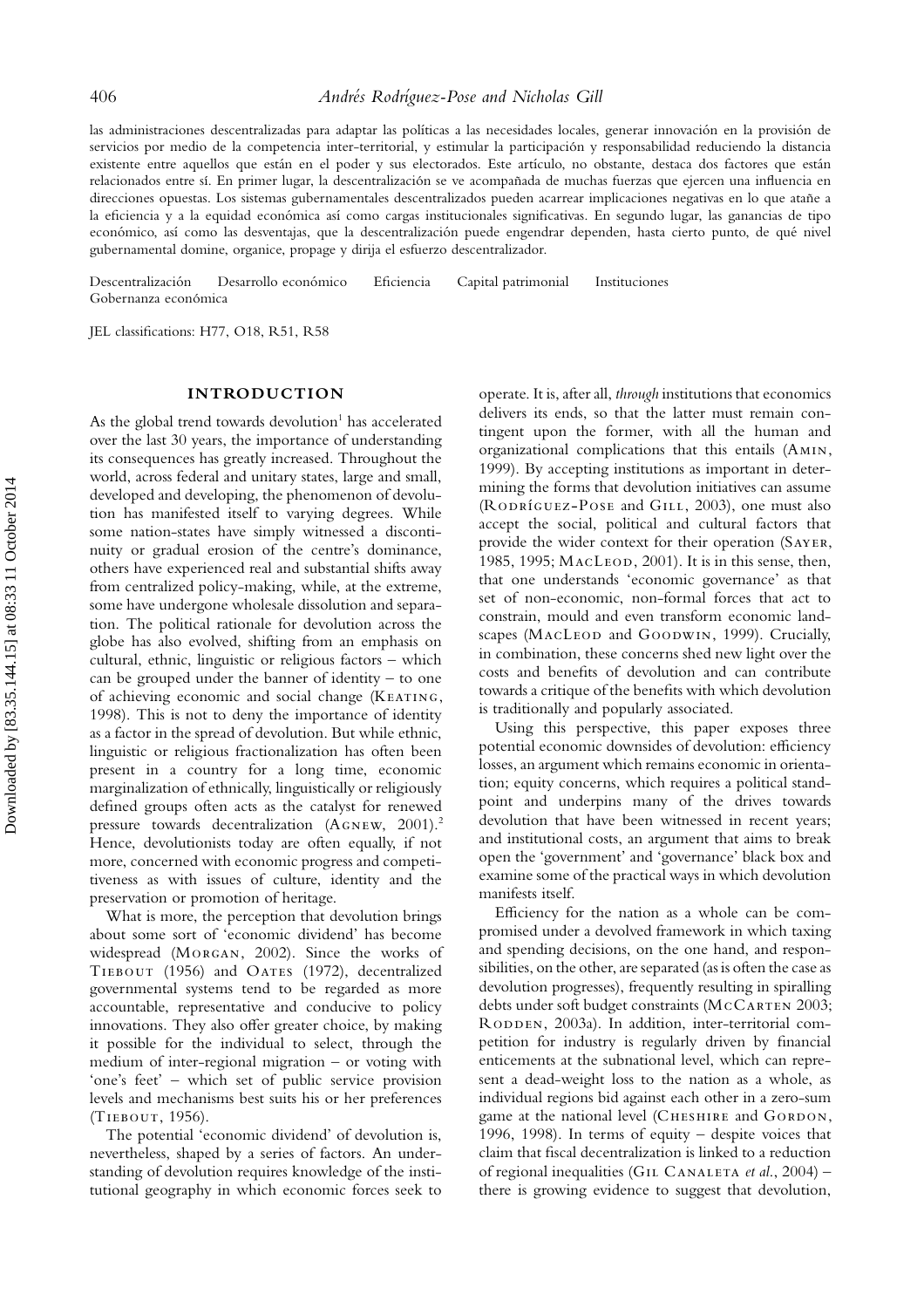las administraciones descentralizadas para adaptar las políticas a las necesidades locales, generar innovación en la provisión de servicios por medio de la competencia inter-territorial, y estimular la participación y responsabilidad reduciendo la distancia existente entre aquellos que están en el poder y sus electorados. Este artículo, no obstante, destaca dos factores que están relacionados entre sí. En primer lugar, la descentralización se ve acompañada de muchas fuerzas que ejercen una influencia en direcciones opuestas. Los sistemas gubernamentales descentralizados pueden acarrear implicaciones negativas en lo que atañe a la eficiencia y a la equidad económica así como cargas institucionales significativas. En segundo lugar, las ganancias de tipo económico, así como las desventajas, que la descentralización puede engendrar dependen, hasta cierto punto, de qué nivel gubernamental domine, organice, propage y dirija el esfuerzo descentralizador.

Descentralización  Desarrollo económico  Eficiencia  Capital patrimonial  Instituciones  Gobernanza económica

JEL classifications: H77, O18, R51, R58

## INTRODUCTION

As the global trend towards devolution[1] has accelerated over the last 30 years, the importance of understanding its consequences has greatly increased. Throughout the world, across federal and unitary states, large and small, developed and developing, the phenomenon of devolution has manifested itself to varying degrees. While some nation-states have simply witnessed a discontinuity or gradual erosion of the centre's dominance, others have experienced real and substantial shifts away from centralized policy-making, while, at the extreme, some have undergone wholesale dissolution and separation. The political rationale for devolution across the globe has also evolved, shifting from an emphasis on cultural, ethnic, linguistic or religious factors – which can be grouped under the banner of identity – to one of achieving economic and social change (KEATING, 1998). This is not to deny the importance of identity as a factor in the spread of devolution. But while ethnic, linguistic or religious fractionalization has often been present in a country for a long time, economic marginalization of ethnically, linguistically or religiously defined groups often acts as the catalyst for renewed pressure towards decentralization (AGNEW, 2001).[2] Hence, devolutionists today are often equally, if not more, concerned with economic progress and competitiveness as with issues of culture, identity and the preservation or promotion of heritage.

What is more, the perception that devolution brings about some sort of 'economic dividend' has become widespread (MORGAN, 2002). Since the works of TIEBOUT (1956) and OATES (1972), decentralized governmental systems tend to be regarded as more accountable, representative and conducive to policy innovations. They also offer greater choice, by making it possible for the individual to select, through the medium of inter-regional migration – or voting with 'one's feet' – which set of public service provision levels and mechanisms best suits his or her preferences (TIEBOUT, 1956).

The potential 'economic dividend' of devolution is, nevertheless, shaped by a series of factors. An understanding of devolution requires knowledge of the institutional geography in which economic forces seek to operate. It is, after all, *through* institutions that economics delivers its ends, so that the latter must remain contingent upon the former, with all the human and organizational complications that this entails (AMIN, 1999). By accepting institutions as important in determining the forms that devolution initiatives can assume (RODRÍGUEZ-POSE and GILL, 2003), one must also accept the social, political and cultural factors that provide the wider context for their operation (SAYER, 1985, 1995; MACLEOD, 2001). It is in this sense, then, that one understands 'economic governance' as that set of non-economic, non-formal forces that act to constrain, mould and even transform economic landscapes (MACLEOD and GOODWIN, 1999). Crucially, in combination, these concerns shed new light over the costs and benefits of devolution and can contribute towards a critique of the benefits with which devolution is traditionally and popularly associated.

Using this perspective, this paper exposes three potential economic downsides of devolution: efficiency losses, an argument which remains economic in orientation; equity concerns, which requires a political standpoint and underpins many of the drives towards devolution that have been witnessed in recent years; and institutional costs, an argument that aims to break open the 'government' and 'governance' black box and examine some of the practical ways in which devolution manifests itself.

Efficiency for the nation as a whole can be compromised under a devolved framework in which taxing and spending decisions, on the one hand, and responsibilities, on the other, are separated (as is often the case as devolution progresses), frequently resulting in spiralling debts under soft budget constraints (MCCARTEN 2003; RODDEN, 2003a). In addition, inter-territorial competition for industry is regularly driven by financial enticements at the subnational level, which can represent a dead-weight loss to the nation as a whole, as individual regions bid against each other in a zero-sum game at the national level (CHESHIRE and GORDON, 1996, 1998). In terms of equity – despite voices that claim that fiscal decentralization is linked to a reduction of regional inequalities (GIL CANALETA *et al.*, 2004) – there is growing evidence to suggest that devolution,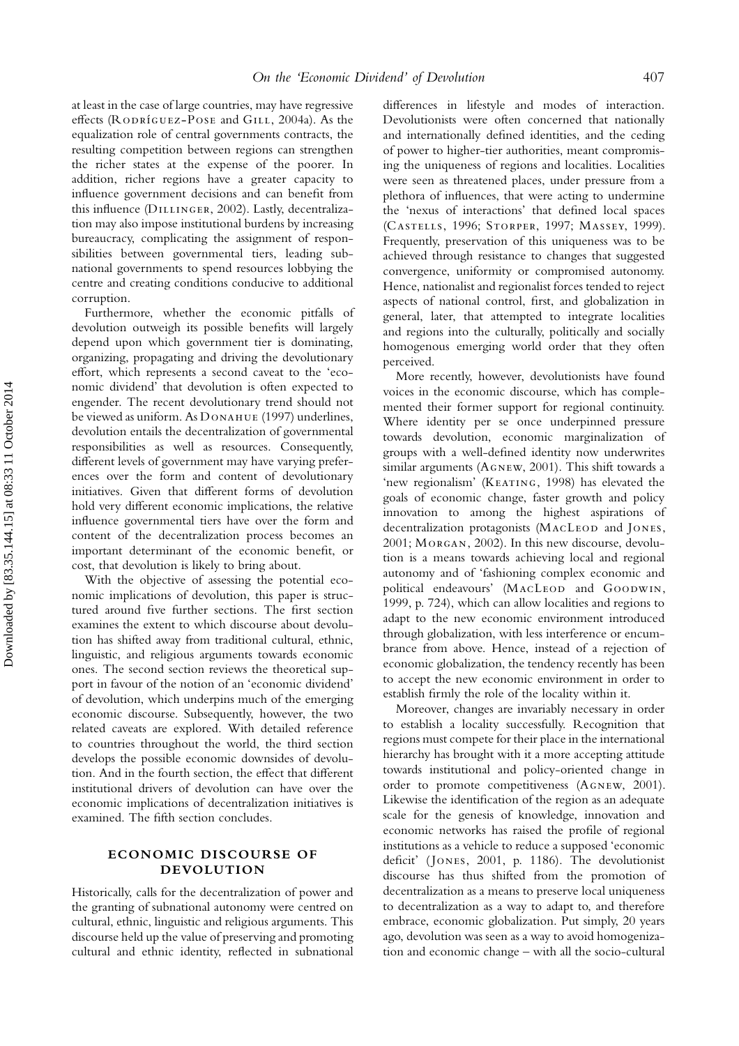at least in the case of large countries, may have regressive effects (Rodríguez-Pose and Gill, 2004a). As the equalization role of central governments contracts, the resulting competition between regions can strengthen the richer states at the expense of the poorer. In addition, richer regions have a greater capacity to influence government decisions and can benefit from this influence (Dillinger, 2002). Lastly, decentralization may also impose institutional burdens by increasing bureaucracy, complicating the assignment of responsibilities between governmental tiers, leading subnational governments to spend resources lobbying the centre and creating conditions conducive to additional corruption.

Furthermore, whether the economic pitfalls of devolution outweigh its possible benefits will largely depend upon which government tier is dominating, organizing, propagating and driving the devolutionary effort, which represents a second caveat to the 'economic dividend' that devolution is often expected to engender. The recent devolutionary trend should not be viewed as uniform. As Donahue (1997) underlines, devolution entails the decentralization of governmental responsibilities as well as resources. Consequently, different levels of government may have varying preferences over the form and content of devolutionary initiatives. Given that different forms of devolution hold very different economic implications, the relative influence governmental tiers have over the form and content of the decentralization process becomes an important determinant of the economic benefit, or cost, that devolution is likely to bring about.

With the objective of assessing the potential economic implications of devolution, this paper is structured around five further sections. The first section examines the extent to which discourse about devolution has shifted away from traditional cultural, ethnic, linguistic, and religious arguments towards economic ones. The second section reviews the theoretical support in favour of the notion of an 'economic dividend' of devolution, which underpins much of the emerging economic discourse. Subsequently, however, the two related caveats are explored. With detailed reference to countries throughout the world, the third section develops the possible economic downsides of devolution. And in the fourth section, the effect that different institutional drivers of devolution can have over the economic implications of decentralization initiatives is examined. The fifth section concludes.

## ECONOMIC DISCOURSE OF DEVOLUTION

Historically, calls for the decentralization of power and the granting of subnational autonomy were centred on cultural, ethnic, linguistic and religious arguments. This discourse held up the value of preserving and promoting cultural and ethnic identity, reflected in subnational differences in lifestyle and modes of interaction. Devolutionists were often concerned that nationally and internationally defined identities, and the ceding of power to higher-tier authorities, meant compromising the uniqueness of regions and localities. Localities were seen as threatened places, under pressure from a plethora of influences, that were acting to undermine the 'nexus of interactions' that defined local spaces (Castells, 1996; Storper, 1997; Massey, 1999). Frequently, preservation of this uniqueness was to be achieved through resistance to changes that suggested convergence, uniformity or compromised autonomy. Hence, nationalist and regionalist forces tended to reject aspects of national control, first, and globalization in general, later, that attempted to integrate localities and regions into the culturally, politically and socially homogenous emerging world order that they often perceived.

More recently, however, devolutionists have found voices in the economic discourse, which has complemented their former support for regional continuity. Where identity per se once underpinned pressure towards devolution, economic marginalization of groups with a well-defined identity now underwrites similar arguments (Agnew, 2001). This shift towards a 'new regionalism' (Keating, 1998) has elevated the goals of economic change, faster growth and policy innovation to among the highest aspirations of decentralization protagonists (MacLeod and Jones, 2001; Morgan, 2002). In this new discourse, devolution is a means towards achieving local and regional autonomy and of 'fashioning complex economic and political endeavours' (MacLeod and Goodwin, 1999, p. 724), which can allow localities and regions to adapt to the new economic environment introduced through globalization, with less interference or encumbrance from above. Hence, instead of a rejection of economic globalization, the tendency recently has been to accept the new economic environment in order to establish firmly the role of the locality within it.

Moreover, changes are invariably necessary in order to establish a locality successfully. Recognition that regions must compete for their place in the international hierarchy has brought with it a more accepting attitude towards institutional and policy-oriented change in order to promote competitiveness (Agnew, 2001). Likewise the identification of the region as an adequate scale for the genesis of knowledge, innovation and economic networks has raised the profile of regional institutions as a vehicle to reduce a supposed 'economic deficit' (Jones, 2001, p. 1186). The devolutionist discourse has thus shifted from the promotion of decentralization as a means to preserve local uniqueness to decentralization as a way to adapt to, and therefore embrace, economic globalization. Put simply, 20 years ago, devolution was seen as a way to avoid homogenization and economic change – with all the socio-cultural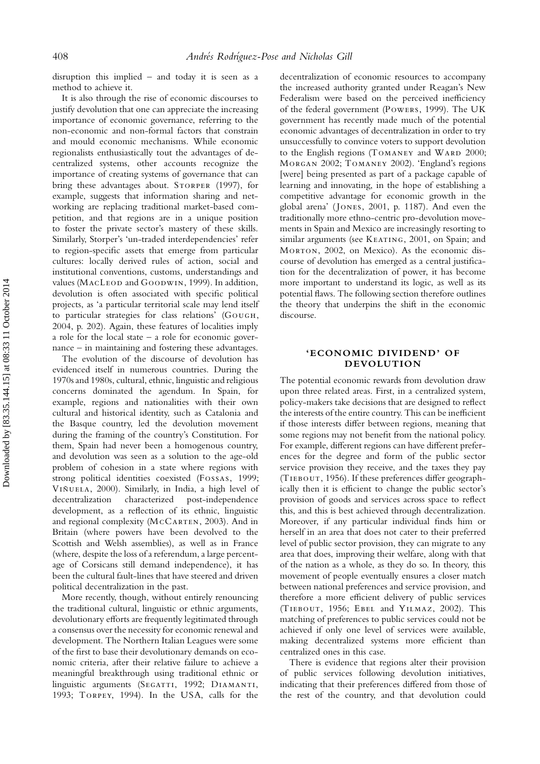disruption this implied – and today it is seen as a method to achieve it.

It is also through the rise of economic discourses to justify devolution that one can appreciate the increasing importance of economic governance, referring to the non-economic and non-formal factors that constrain and mould economic mechanisms. While economic regionalists enthusiastically tout the advantages of decentralized systems, other accounts recognize the importance of creating systems of governance that can bring these advantages about. STORPER (1997), for example, suggests that information sharing and networking are replacing traditional market-based competition, and that regions are in a unique position to foster the private sector's mastery of these skills. Similarly, Storper's 'un-traded interdependencies' refer to region-specific assets that emerge from particular cultures: locally derived rules of action, social and institutional conventions, customs, understandings and values (MACLEOD and GOODWIN, 1999). In addition, devolution is often associated with specific political projects, as 'a particular territorial scale may lend itself to particular strategies for class relations' (GOUGH, 2004, p. 202). Again, these features of localities imply a role for the local state – a role for economic governance – in maintaining and fostering these advantages.

The evolution of the discourse of devolution has evidenced itself in numerous countries. During the 1970s and 1980s, cultural, ethnic, linguistic and religious concerns dominated the agendum. In Spain, for example, regions and nationalities with their own cultural and historical identity, such as Catalonia and the Basque country, led the devolution movement during the framing of the country's Constitution. For them, Spain had never been a homogenous country, and devolution was seen as a solution to the age-old problem of cohesion in a state where regions with strong political identities coexisted (FOSSAS, 1999; VIÑUELA, 2000). Similarly, in India, a high level of decentralization characterized post-independence development, as a reflection of its ethnic, linguistic and regional complexity (MCCARTEN, 2003). And in Britain (where powers have been devolved to the Scottish and Welsh assemblies), as well as in France (where, despite the loss of a referendum, a large percentage of Corsicans still demand independence), it has been the cultural fault-lines that have steered and driven political decentralization in the past.

More recently, though, without entirely renouncing the traditional cultural, linguistic or ethnic arguments, devolutionary efforts are frequently legitimated through a consensus over the necessity for economic renewal and development. The Northern Italian Leagues were some of the first to base their devolutionary demands on economic criteria, after their relative failure to achieve a meaningful breakthrough using traditional ethnic or linguistic arguments (SEGATTI, 1992; DIAMANTI, 1993; TORPEY, 1994). In the USA, calls for the decentralization of economic resources to accompany the increased authority granted under Reagan's New Federalism were based on the perceived inefficiency of the federal government (POWERS, 1999). The UK government has recently made much of the potential economic advantages of decentralization in order to try unsuccessfully to convince voters to support devolution to the English regions (TOMANEY and WARD 2000; MORGAN 2002; TOMANEY 2002). 'England's regions [were] being presented as part of a package capable of learning and innovating, in the hope of establishing a competitive advantage for economic growth in the global arena' (JONES, 2001, p. 1187). And even the traditionally more ethno-centric pro-devolution movements in Spain and Mexico are increasingly resorting to similar arguments (see KEATING, 2001, on Spain; and MORTON, 2002, on Mexico). As the economic discourse of devolution has emerged as a central justification for the decentralization of power, it has become more important to understand its logic, as well as its potential flaws. The following section therefore outlines the theory that underpins the shift in the economic discourse.

## 'ECONOMIC DIVIDEND' OF DEVOLUTION

The potential economic rewards from devolution draw upon three related areas. First, in a centralized system, policy-makers take decisions that are designed to reflect the interests of the entire country. This can be inefficient if those interests differ between regions, meaning that some regions may not benefit from the national policy. For example, different regions can have different preferences for the degree and form of the public sector service provision they receive, and the taxes they pay (TIEBOUT, 1956). If these preferences differ geographically then it is efficient to change the public sector's provision of goods and services across space to reflect this, and this is best achieved through decentralization. Moreover, if any particular individual finds him or herself in an area that does not cater to their preferred level of public sector provision, they can migrate to any area that does, improving their welfare, along with that of the nation as a whole, as they do so. In theory, this movement of people eventually ensures a closer match between national preferences and service provision, and therefore a more efficient delivery of public services (TIEBOUT, 1956; EBEL and YILMAZ, 2002). This matching of preferences to public services could not be achieved if only one level of services were available, making decentralized systems more efficient than centralized ones in this case.

There is evidence that regions alter their provision of public services following devolution initiatives, indicating that their preferences differed from those of the rest of the country, and that devolution could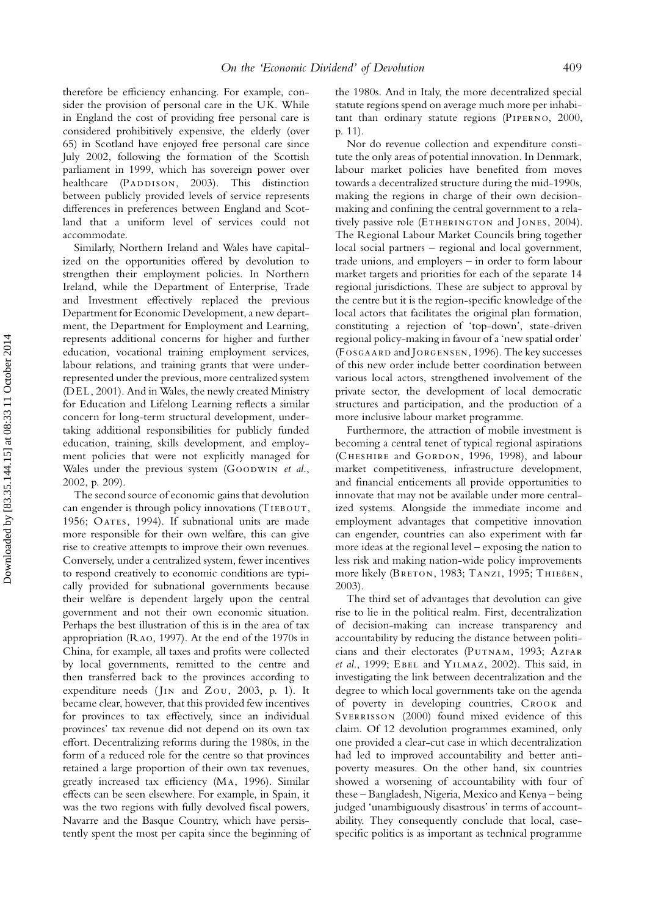therefore be efficiency enhancing. For example, consider the provision of personal care in the UK. While in England the cost of providing free personal care is considered prohibitively expensive, the elderly (over 65) in Scotland have enjoyed free personal care since July 2002, following the formation of the Scottish parliament in 1999, which has sovereign power over healthcare (Paddison, 2003). This distinction between publicly provided levels of service represents differences in preferences between England and Scotland that a uniform level of services could not accommodate.

Similarly, Northern Ireland and Wales have capitalized on the opportunities offered by devolution to strengthen their employment policies. In Northern Ireland, while the Department of Enterprise, Trade and Investment effectively replaced the previous Department for Economic Development, a new department, the Department for Employment and Learning, represents additional concerns for higher and further education, vocational training employment services, labour relations, and training grants that were under-represented under the previous, more centralized system (DEL, 2001). And in Wales, the newly created Ministry for Education and Lifelong Learning reflects a similar concern for long-term structural development, undertaking additional responsibilities for publicly funded education, training, skills development, and employment policies that were not explicitly managed for Wales under the previous system (Goodwin *et al.*, 2002, p. 209).

The second source of economic gains that devolution can engender is through policy innovations (Tiebout, 1956; Oates, 1994). If subnational units are made more responsible for their own welfare, this can give rise to creative attempts to improve their own revenues. Conversely, under a centralized system, fewer incentives to respond creatively to economic conditions are typically provided for subnational governments because their welfare is dependent largely upon the central government and not their own economic situation. Perhaps the best illustration of this is in the area of tax appropriation (Rao, 1997). At the end of the 1970s in China, for example, all taxes and profits were collected by local governments, remitted to the centre and then transferred back to the provinces according to expenditure needs (Jin and Zou, 2003, p. 1). It became clear, however, that this provided few incentives for provinces to tax effectively, since an individual provinces' tax revenue did not depend on its own tax effort. Decentralizing reforms during the 1980s, in the form of a reduced role for the centre so that provinces retained a large proportion of their own tax revenues, greatly increased tax efficiency (Ma, 1996). Similar effects can be seen elsewhere. For example, in Spain, it was the two regions with fully devolved fiscal powers, Navarre and the Basque Country, which have persistently spent the most per capita since the beginning of the 1980s. And in Italy, the more decentralized special statute regions spend on average much more per inhabitant than ordinary statute regions (Piperno, 2000, p. 11).

Nor do revenue collection and expenditure constitute the only areas of potential innovation. In Denmark, labour market policies have benefited from moves towards a decentralized structure during the mid-1990s, making the regions in charge of their own decision-making and confining the central government to a relatively passive role (Etherington and Jones, 2004). The Regional Labour Market Councils bring together local social partners – regional and local government, trade unions, and employers – in order to form labour market targets and priorities for each of the separate 14 regional jurisdictions. These are subject to approval by the centre but it is the region-specific knowledge of the local actors that facilitates the original plan formation, constituting a rejection of 'top-down', state-driven regional policy-making in favour of a 'new spatial order' (Fosgaard and Jorgensen, 1996). The key successes of this new order include better coordination between various local actors, strengthened involvement of the private sector, the development of local democratic structures and participation, and the production of a more inclusive labour market programme.

Furthermore, the attraction of mobile investment is becoming a central tenet of typical regional aspirations (Cheshire and Gordon, 1996, 1998), and labour market competitiveness, infrastructure development, and financial enticements all provide opportunities to innovate that may not be available under more centralized systems. Alongside the immediate income and employment advantages that competitive innovation can engender, countries can also experiment with far more ideas at the regional level – exposing the nation to less risk and making nation-wide policy improvements more likely (Breton, 1983; Tanzi, 1995; Thießen, 2003).

The third set of advantages that devolution can give rise to lie in the political realm. First, decentralization of decision-making can increase transparency and accountability by reducing the distance between politicians and their electorates (Putnam, 1993; Azfar *et al.*, 1999; Ebel and Yilmaz, 2002). This said, in investigating the link between decentralization and the degree to which local governments take on the agenda of poverty in developing countries, Crook and Sverrisson (2000) found mixed evidence of this claim. Of 12 devolution programmes examined, only one provided a clear-cut case in which decentralization had led to improved accountability and better anti-poverty measures. On the other hand, six countries showed a worsening of accountability with four of these – Bangladesh, Nigeria, Mexico and Kenya – being judged 'unambiguously disastrous' in terms of accountability. They consequently conclude that local, case-specific politics is as important as technical programme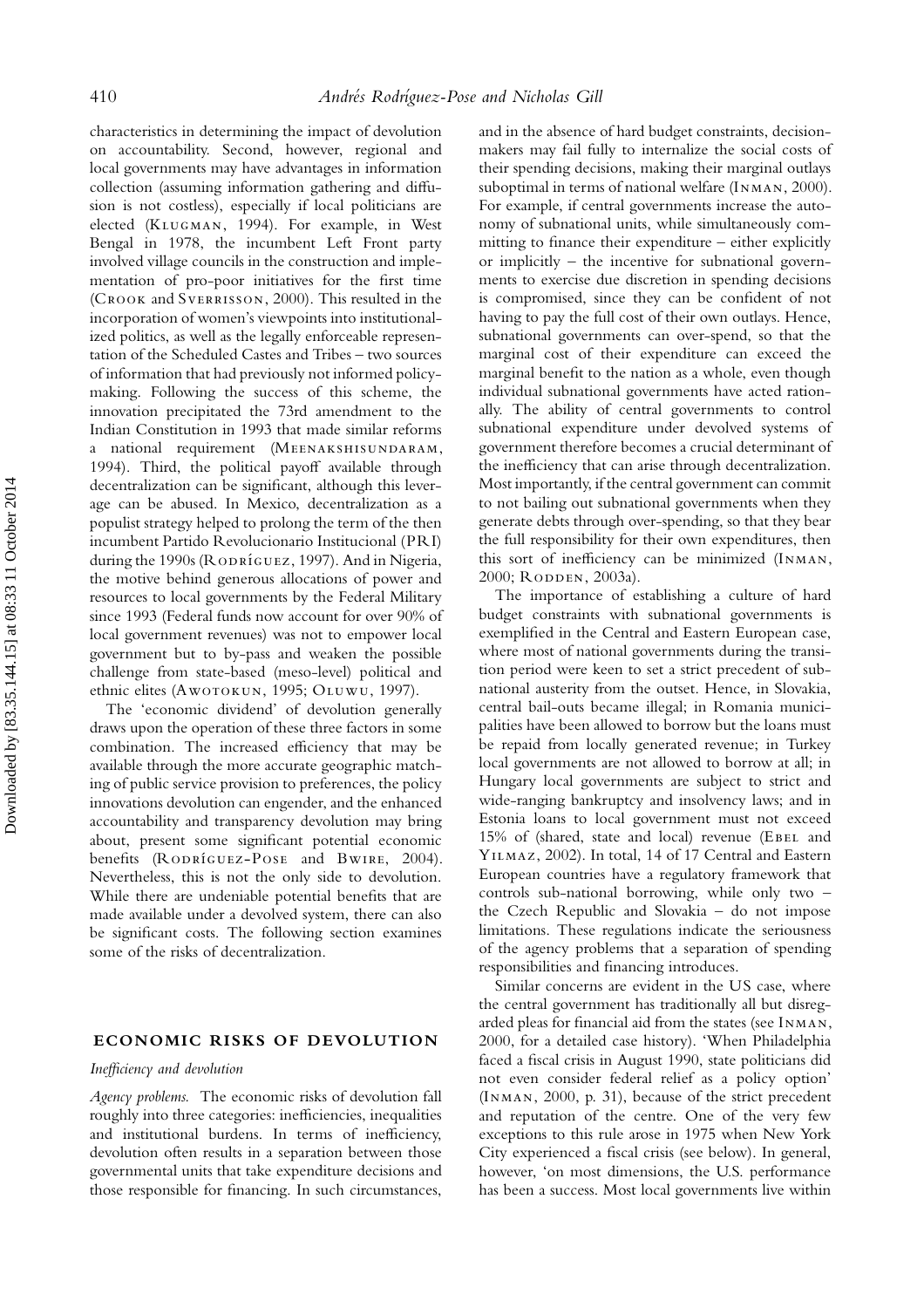characteristics in determining the impact of devolution on accountability. Second, however, regional and local governments may have advantages in information collection (assuming information gathering and diffusion is not costless), especially if local politicians are elected (Klugman, 1994). For example, in West Bengal in 1978, the incumbent Left Front party involved village councils in the construction and implementation of pro-poor initiatives for the first time (Crook and Sverrisson, 2000). This resulted in the incorporation of women's viewpoints into institutionalized politics, as well as the legally enforceable representation of the Scheduled Castes and Tribes – two sources of information that had previously not informed policy-making. Following the success of this scheme, the innovation precipitated the 73rd amendment to the Indian Constitution in 1993 that made similar reforms a national requirement (Meenakshisundaram, 1994). Third, the political payoff available through decentralization can be significant, although this leverage can be abused. In Mexico, decentralization as a populist strategy helped to prolong the term of the then incumbent Partido Revolucionario Institucional (PRI) during the 1990s (Rodríguez, 1997). And in Nigeria, the motive behind generous allocations of power and resources to local governments by the Federal Military since 1993 (Federal funds now account for over 90% of local government revenues) was not to empower local government but to by-pass and weaken the possible challenge from state-based (meso-level) political and ethnic elites (Awotokun, 1995; Oluwu, 1997).

The 'economic dividend' of devolution generally draws upon the operation of these three factors in some combination. The increased efficiency that may be available through the more accurate geographic matching of public service provision to preferences, the policy innovations devolution can engender, and the enhanced accountability and transparency devolution may bring about, present some significant potential economic benefits (Rodríguez-Pose and Bwire, 2004). Nevertheless, this is not the only side to devolution. While there are undeniable potential benefits that are made available under a devolved system, there can also be significant costs. The following section examines some of the risks of decentralization.

## ECONOMIC RISKS OF DEVOLUTION

### *Inefficiency and devolution*

*Agency problems.* The economic risks of devolution fall roughly into three categories: inefficiencies, inequalities and institutional burdens. In terms of inefficiency, devolution often results in a separation between those governmental units that take expenditure decisions and those responsible for financing. In such circumstances, and in the absence of hard budget constraints, decision-makers may fail fully to internalize the social costs of their spending decisions, making their marginal outlays suboptimal in terms of national welfare (Inman, 2000). For example, if central governments increase the autonomy of subnational units, while simultaneously committing to finance their expenditure – either explicitly or implicitly – the incentive for subnational governments to exercise due discretion in spending decisions is compromised, since they can be confident of not having to pay the full cost of their own outlays. Hence, subnational governments can over-spend, so that the marginal cost of their expenditure can exceed the marginal benefit to the nation as a whole, even though individual subnational governments have acted rationally. The ability of central governments to control subnational expenditure under devolved systems of government therefore becomes a crucial determinant of the inefficiency that can arise through decentralization. Most importantly, if the central government can commit to not bailing out subnational governments when they generate debts through over-spending, so that they bear the full responsibility for their own expenditures, then this sort of inefficiency can be minimized (Inman, 2000; Rodden, 2003a).

The importance of establishing a culture of hard budget constraints with subnational governments is exemplified in the Central and Eastern European case, where most of national governments during the transition period were keen to set a strict precedent of subnational austerity from the outset. Hence, in Slovakia, central bail-outs became illegal; in Romania municipalities have been allowed to borrow but the loans must be repaid from locally generated revenue; in Turkey local governments are not allowed to borrow at all; in Hungary local governments are subject to strict and wide-ranging bankruptcy and insolvency laws; and in Estonia loans to local government must not exceed 15% of (shared, state and local) revenue (Ebel and Yilmaz, 2002). In total, 14 of 17 Central and Eastern European countries have a regulatory framework that controls sub-national borrowing, while only two – the Czech Republic and Slovakia – do not impose limitations. These regulations indicate the seriousness of the agency problems that a separation of spending responsibilities and financing introduces.

Similar concerns are evident in the US case, where the central government has traditionally all but disregarded pleas for financial aid from the states (see Inman, 2000, for a detailed case history). 'When Philadelphia faced a fiscal crisis in August 1990, state politicians did not even consider federal relief as a policy option' (Inman, 2000, p. 31), because of the strict precedent and reputation of the centre. One of the very few exceptions to this rule arose in 1975 when New York City experienced a fiscal crisis (see below). In general, however, 'on most dimensions, the U.S. performance has been a success. Most local governments live within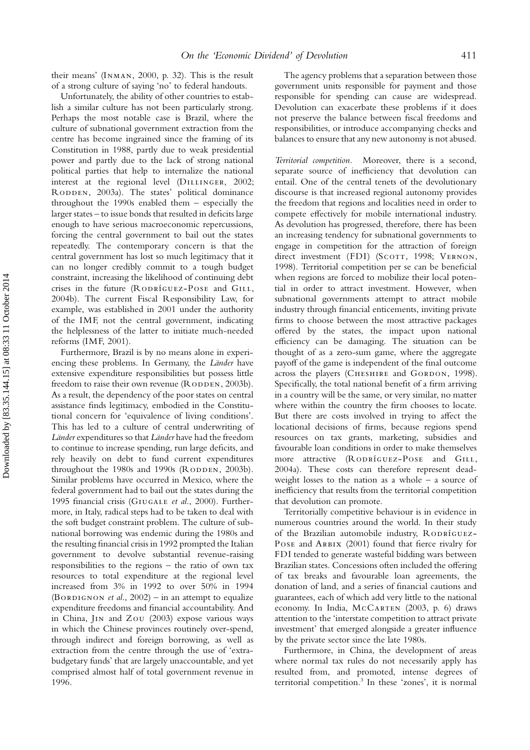their means' (INMAN, 2000, p. 32). This is the result of a strong culture of saying 'no' to federal handouts.

Unfortunately, the ability of other countries to establish a similar culture has not been particularly strong. Perhaps the most notable case is Brazil, where the culture of subnational government extraction from the centre has become ingrained since the framing of its Constitution in 1988, partly due to weak presidential power and partly due to the lack of strong national political parties that help to internalize the national interest at the regional level (DILLINGER, 2002; RODDEN, 2003a). The states' political dominance throughout the 1990s enabled them – especially the larger states – to issue bonds that resulted in deficits large enough to have serious macroeconomic repercussions, forcing the central government to bail out the states repeatedly. The contemporary concern is that the central government has lost so much legitimacy that it can no longer credibly commit to a tough budget constraint, increasing the likelihood of continuing debt crises in the future (RODRÍGUEZ-POSE and GILL, 2004b). The current Fiscal Responsibility Law, for example, was established in 2001 under the authority of the IMF, not the central government, indicating the helplessness of the latter to initiate much-needed reforms (IMF, 2001).

Furthermore, Brazil is by no means alone in experiencing these problems. In Germany, the *Länder* have extensive expenditure responsibilities but possess little freedom to raise their own revenue (RODDEN, 2003b). As a result, the dependency of the poor states on central assistance finds legitimacy, embodied in the Constitutional concern for 'equivalence of living conditions'. This has led to a culture of central underwriting of *Länder* expenditures so that *Länder* have had the freedom to continue to increase spending, run large deficits, and rely heavily on debt to fund current expenditures throughout the 1980s and 1990s (RODDEN, 2003b). Similar problems have occurred in Mexico, where the federal government had to bail out the states during the 1995 financial crisis (GIUGALE *et al.*, 2000). Furthermore, in Italy, radical steps had to be taken to deal with the soft budget constraint problem. The culture of subnational borrowing was endemic during the 1980s and the resulting financial crisis in 1992 prompted the Italian government to devolve substantial revenue-raising responsibilities to the regions – the ratio of own tax resources to total expenditure at the regional level increased from 3% in 1992 to over 50% in 1994 (BORDIGNON *et al.*, 2002) – in an attempt to equalize expenditure freedoms and financial accountability. And in China, JIN and ZOU (2003) expose various ways in which the Chinese provinces routinely over-spend, through indirect and foreign borrowing, as well as extraction from the centre through the use of 'extra-budgetary funds' that are largely unaccountable, and yet comprised almost half of total government revenue in 1996.

The agency problems that a separation between those government units responsible for payment and those responsible for spending can cause are widespread. Devolution can exacerbate these problems if it does not preserve the balance between fiscal freedoms and responsibilities, or introduce accompanying checks and balances to ensure that any new autonomy is not abused.

*Territorial competition*. Moreover, there is a second, separate source of inefficiency that devolution can entail. One of the central tenets of the devolutionary discourse is that increased regional autonomy provides the freedom that regions and localities need in order to compete effectively for mobile international industry. As devolution has progressed, therefore, there has been an increasing tendency for subnational governments to engage in competition for the attraction of foreign direct investment (FDI) (SCOTT, 1998; VERNON, 1998). Territorial competition per se can be beneficial when regions are forced to mobilize their local potential in order to attract investment. However, when subnational governments attempt to attract mobile industry through financial enticements, inviting private firms to choose between the most attractive packages offered by the states, the impact upon national efficiency can be damaging. The situation can be thought of as a zero-sum game, where the aggregate payoff of the game is independent of the final outcome across the players (CHESHIRE and GORDON, 1998). Specifically, the total national benefit of a firm arriving in a country will be the same, or very similar, no matter where within the country the firm chooses to locate. But there are costs involved in trying to affect the locational decisions of firms, because regions spend resources on tax grants, marketing, subsidies and favourable loan conditions in order to make themselves more attractive (RODRÍGUEZ-POSE and GILL, 2004a). These costs can therefore represent deadweight losses to the nation as a whole – a source of inefficiency that results from the territorial competition that devolution can promote.

Territorially competitive behaviour is in evidence in numerous countries around the world. In their study of the Brazilian automobile industry, RODRÍGUEZ-POSE and ARBIX (2001) found that fierce rivalry for FDI tended to generate wasteful bidding wars between Brazilian states. Concessions often included the offering of tax breaks and favourable loan agreements, the donation of land, and a series of financial cautions and guarantees, each of which add very little to the national economy. In India, MCCARTEN (2003, p. 6) draws attention to the 'interstate competition to attract private investment' that emerged alongside a greater influence by the private sector since the late 1980s.

Furthermore, in China, the development of areas where normal tax rules do not necessarily apply has resulted from, and promoted, intense degrees of territorial competition.[3] In these 'zones', it is normal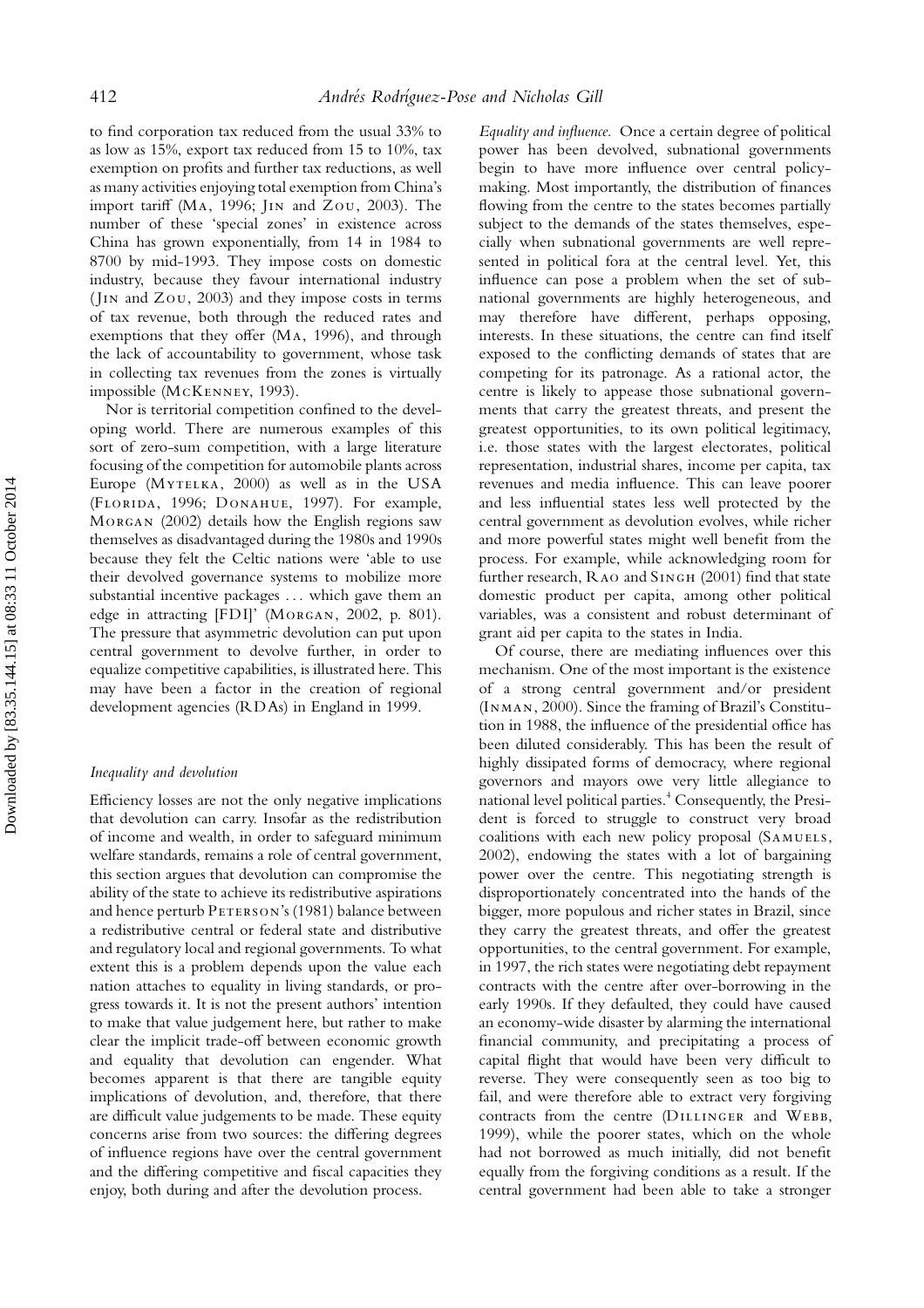to find corporation tax reduced from the usual 33% to as low as 15%, export tax reduced from 15 to 10%, tax exemption on profits and further tax reductions, as well as many activities enjoying total exemption from China's import tariff (MA, 1996; JIN and ZOU, 2003). The number of these 'special zones' in existence across China has grown exponentially, from 14 in 1984 to 8700 by mid-1993. They impose costs on domestic industry, because they favour international industry (JIN and ZOU, 2003) and they impose costs in terms of tax revenue, both through the reduced rates and exemptions that they offer (MA, 1996), and through the lack of accountability to government, whose task in collecting tax revenues from the zones is virtually impossible (MCKENNEY, 1993).

Nor is territorial competition confined to the developing world. There are numerous examples of this sort of zero-sum competition, with a large literature focusing of the competition for automobile plants across Europe (MYTELKA, 2000) as well as in the USA (FLORIDA, 1996; DONAHUE, 1997). For example, MORGAN (2002) details how the English regions saw themselves as disadvantaged during the 1980s and 1990s because they felt the Celtic nations were 'able to use their devolved governance systems to mobilize more substantial incentive packages ... which gave them an edge in attracting [FDI]' (MORGAN, 2002, p. 801). The pressure that asymmetric devolution can put upon central government to devolve further, in order to equalize competitive capabilities, is illustrated here. This may have been a factor in the creation of regional development agencies (RDAs) in England in 1999.

### *Inequality and devolution*

Efficiency losses are not the only negative implications that devolution can carry. Insofar as the redistribution of income and wealth, in order to safeguard minimum welfare standards, remains a role of central government, this section argues that devolution can compromise the ability of the state to achieve its redistributive aspirations and hence perturb PETERSON's (1981) balance between a redistributive central or federal state and distributive and regulatory local and regional governments. To what extent this is a problem depends upon the value each nation attaches to equality in living standards, or progress towards it. It is not the present authors' intention to make that value judgement here, but rather to make clear the implicit trade-off between economic growth and equality that devolution can engender. What becomes apparent is that there are tangible equity implications of devolution, and, therefore, that there are difficult value judgements to be made. These equity concerns arise from two sources: the differing degrees of influence regions have over the central government and the differing competitive and fiscal capacities they enjoy, both during and after the devolution process.

*Equality and influence.* Once a certain degree of political power has been devolved, subnational governments begin to have more influence over central policy-making. Most importantly, the distribution of finances flowing from the centre to the states becomes partially subject to the demands of the states themselves, especially when subnational governments are well represented in political fora at the central level. Yet, this influence can pose a problem when the set of subnational governments are highly heterogeneous, and may therefore have different, perhaps opposing, interests. In these situations, the centre can find itself exposed to the conflicting demands of states that are competing for its patronage. As a rational actor, the centre is likely to appease those subnational governments that carry the greatest threats, and present the greatest opportunities, to its own political legitimacy, i.e. those states with the largest electorates, political representation, industrial shares, income per capita, tax revenues and media influence. This can leave poorer and less influential states less well protected by the central government as devolution evolves, while richer and more powerful states might well benefit from the process. For example, while acknowledging room for further research, RAO and SINGH (2001) find that state domestic product per capita, among other political variables, was a consistent and robust determinant of grant aid per capita to the states in India.

Of course, there are mediating influences over this mechanism. One of the most important is the existence of a strong central government and/or president (INMAN, 2000). Since the framing of Brazil's Constitution in 1988, the influence of the presidential office has been diluted considerably. This has been the result of highly dissipated forms of democracy, where regional governors and mayors owe very little allegiance to national level political parties.[4] Consequently, the President is forced to struggle to construct very broad coalitions with each new policy proposal (SAMUELS, 2002), endowing the states with a lot of bargaining power over the centre. This negotiating strength is disproportionately concentrated into the hands of the bigger, more populous and richer states in Brazil, since they carry the greatest threats, and offer the greatest opportunities, to the central government. For example, in 1997, the rich states were negotiating debt repayment contracts with the centre after over-borrowing in the early 1990s. If they defaulted, they could have caused an economy-wide disaster by alarming the international financial community, and precipitating a process of capital flight that would have been very difficult to reverse. They were consequently seen as too big to fail, and were therefore able to extract very forgiving contracts from the centre (DILLINGER and WEBB, 1999), while the poorer states, which on the whole had not borrowed as much initially, did not benefit equally from the forgiving conditions as a result. If the central government had been able to take a stronger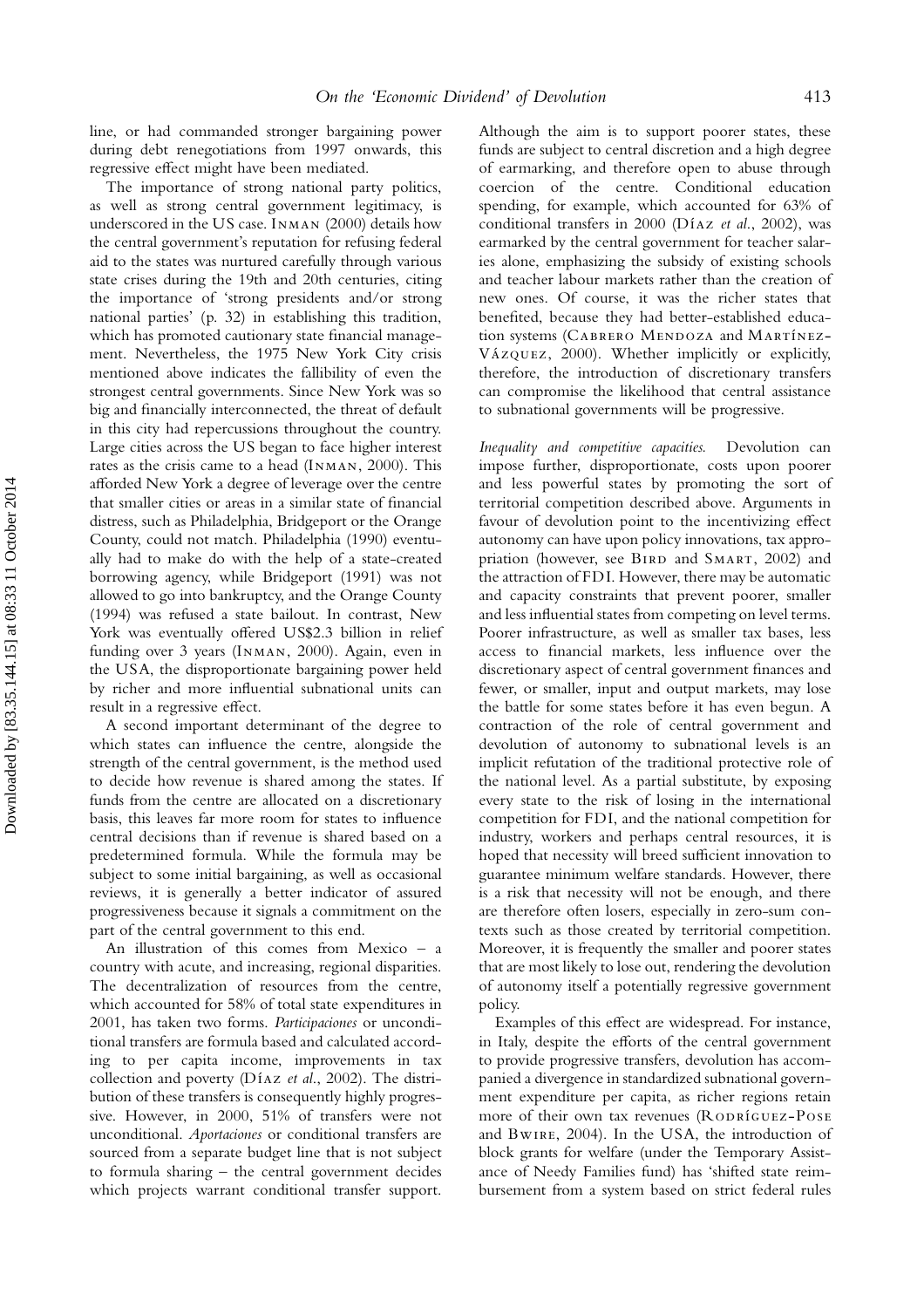line, or had commanded stronger bargaining power during debt renegotiations from 1997 onwards, this regressive effect might have been mediated.

The importance of strong national party politics, as well as strong central government legitimacy, is underscored in the US case. Inman (2000) details how the central government's reputation for refusing federal aid to the states was nurtured carefully through various state crises during the 19th and 20th centuries, citing the importance of 'strong presidents and/or strong national parties' (p. 32) in establishing this tradition, which has promoted cautionary state financial management. Nevertheless, the 1975 New York City crisis mentioned above indicates the fallibility of even the strongest central governments. Since New York was so big and financially interconnected, the threat of default in this city had repercussions throughout the country. Large cities across the US began to face higher interest rates as the crisis came to a head (Inman, 2000). This afforded New York a degree of leverage over the centre that smaller cities or areas in a similar state of financial distress, such as Philadelphia, Bridgeport or the Orange County, could not match. Philadelphia (1990) eventually had to make do with the help of a state-created borrowing agency, while Bridgeport (1991) was not allowed to go into bankruptcy, and the Orange County (1994) was refused a state bailout. In contrast, New York was eventually offered US$2.3 billion in relief funding over 3 years (Inman, 2000). Again, even in the USA, the disproportionate bargaining power held by richer and more influential subnational units can result in a regressive effect.

A second important determinant of the degree to which states can influence the centre, alongside the strength of the central government, is the method used to decide how revenue is shared among the states. If funds from the centre are allocated on a discretionary basis, this leaves far more room for states to influence central decisions than if revenue is shared based on a predetermined formula. While the formula may be subject to some initial bargaining, as well as occasional reviews, it is generally a better indicator of assured progressiveness because it signals a commitment on the part of the central government to this end.

An illustration of this comes from Mexico – a country with acute, and increasing, regional disparities. The decentralization of resources from the centre, which accounted for 58% of total state expenditures in 2001, has taken two forms. *Participaciones* or unconditional transfers are formula based and calculated according to per capita income, improvements in tax collection and poverty (Díaz *et al.*, 2002). The distribution of these transfers is consequently highly progressive. However, in 2000, 51% of transfers were not unconditional. *Aportaciones* or conditional transfers are sourced from a separate budget line that is not subject to formula sharing – the central government decides which projects warrant conditional transfer support. Although the aim is to support poorer states, these funds are subject to central discretion and a high degree of earmarking, and therefore open to abuse through coercion of the centre. Conditional education spending, for example, which accounted for 63% of conditional transfers in 2000 (Díaz *et al.*, 2002), was earmarked by the central government for teacher salaries alone, emphasizing the subsidy of existing schools and teacher labour markets rather than the creation of new ones. Of course, it was the richer states that benefited, because they had better-established education systems (Cabrero Mendoza and Martínez-Vázquez, 2000). Whether implicitly or explicitly, therefore, the introduction of discretionary transfers can compromise the likelihood that central assistance to subnational governments will be progressive.

*Inequality and competitive capacities.* Devolution can impose further, disproportionate, costs upon poorer and less powerful states by promoting the sort of territorial competition described above. Arguments in favour of devolution point to the incentivizing effect autonomy can have upon policy innovations, tax appropriation (however, see Bird and Smart, 2002) and the attraction of FDI. However, there may be automatic and capacity constraints that prevent poorer, smaller and less influential states from competing on level terms. Poorer infrastructure, as well as smaller tax bases, less access to financial markets, less influence over the discretionary aspect of central government finances and fewer, or smaller, input and output markets, may lose the battle for some states before it has even begun. A contraction of the role of central government and devolution of autonomy to subnational levels is an implicit refutation of the traditional protective role of the national level. As a partial substitute, by exposing every state to the risk of losing in the international competition for FDI, and the national competition for industry, workers and perhaps central resources, it is hoped that necessity will breed sufficient innovation to guarantee minimum welfare standards. However, there is a risk that necessity will not be enough, and there are therefore often losers, especially in zero-sum contexts such as those created by territorial competition. Moreover, it is frequently the smaller and poorer states that are most likely to lose out, rendering the devolution of autonomy itself a potentially regressive government policy.

Examples of this effect are widespread. For instance, in Italy, despite the efforts of the central government to provide progressive transfers, devolution has accompanied a divergence in standardized subnational government expenditure per capita, as richer regions retain more of their own tax revenues (Rodríguez-Pose and Bwire, 2004). In the USA, the introduction of block grants for welfare (under the Temporary Assistance of Needy Families fund) has 'shifted state reimbursement from a system based on strict federal rules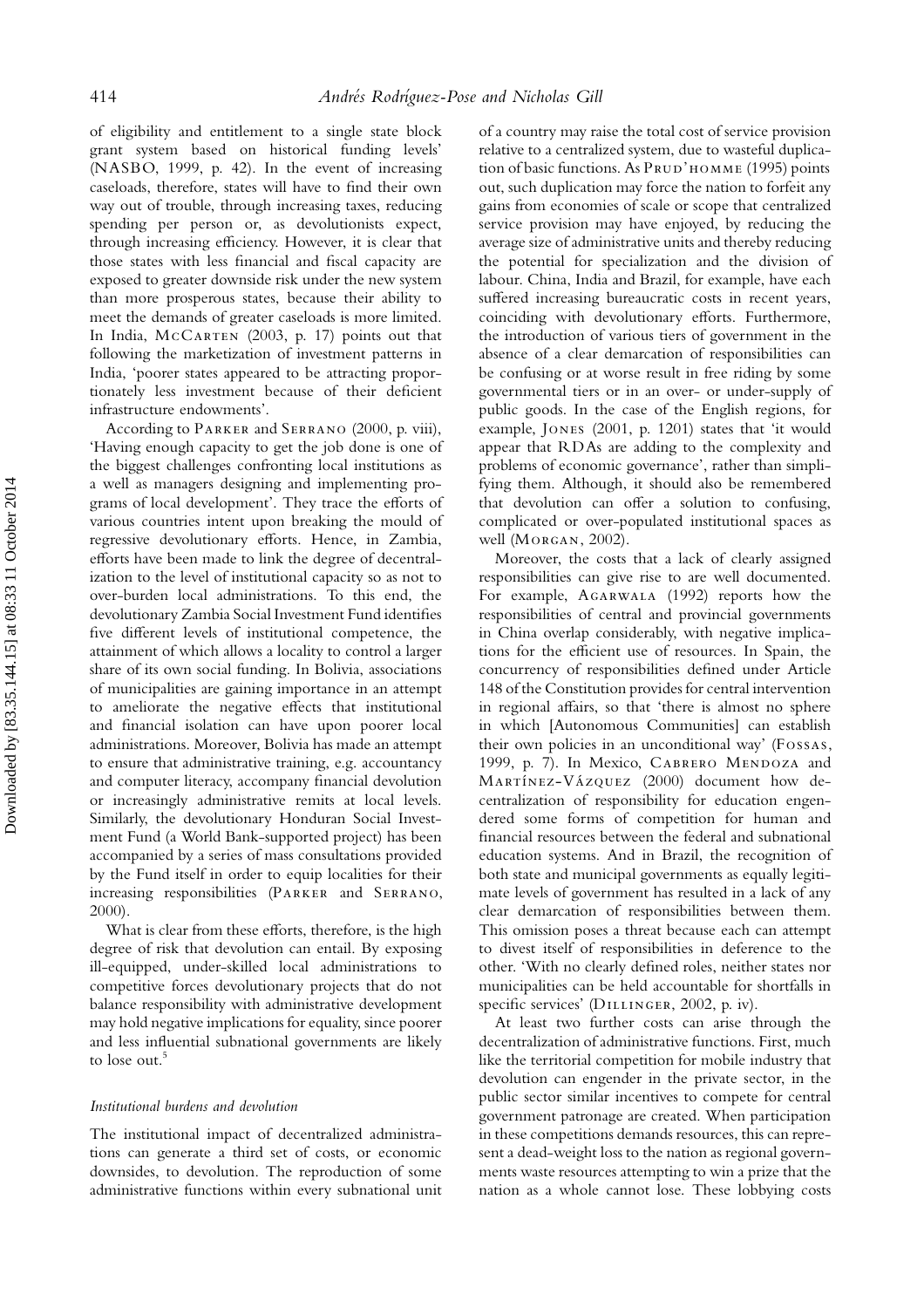of eligibility and entitlement to a single state block grant system based on historical funding levels' (NASBO, 1999, p. 42). In the event of increasing caseloads, therefore, states will have to find their own way out of trouble, through increasing taxes, reducing spending per person or, as devolutionists expect, through increasing efficiency. However, it is clear that those states with less financial and fiscal capacity are exposed to greater downside risk under the new system than more prosperous states, because their ability to meet the demands of greater caseloads is more limited. In India, McCarten (2003, p. 17) points out that following the marketization of investment patterns in India, 'poorer states appeared to be attracting proportionately less investment because of their deficient infrastructure endowments'.

According to Parker and Serrano (2000, p. viii), 'Having enough capacity to get the job done is one of the biggest challenges confronting local institutions as a well as managers designing and implementing programs of local development'. They trace the efforts of various countries intent upon breaking the mould of regressive devolutionary efforts. Hence, in Zambia, efforts have been made to link the degree of decentralization to the level of institutional capacity so as not to over-burden local administrations. To this end, the devolutionary Zambia Social Investment Fund identifies five different levels of institutional competence, the attainment of which allows a locality to control a larger share of its own social funding. In Bolivia, associations of municipalities are gaining importance in an attempt to ameliorate the negative effects that institutional and financial isolation can have upon poorer local administrations. Moreover, Bolivia has made an attempt to ensure that administrative training, e.g. accountancy and computer literacy, accompany financial devolution or increasingly administrative remits at local levels. Similarly, the devolutionary Honduran Social Investment Fund (a World Bank-supported project) has been accompanied by a series of mass consultations provided by the Fund itself in order to equip localities for their increasing responsibilities (Parker and Serrano, 2000).

What is clear from these efforts, therefore, is the high degree of risk that devolution can entail. By exposing ill-equipped, under-skilled local administrations to competitive forces devolutionary projects that do not balance responsibility with administrative development may hold negative implications for equality, since poorer and less influential subnational governments are likely to lose out.[5]

*Institutional burdens and devolution*

The institutional impact of decentralized administrations can generate a third set of costs, or economic downsides, to devolution. The reproduction of some administrative functions within every subnational unit of a country may raise the total cost of service provision relative to a centralized system, due to wasteful duplication of basic functions. As Prud'homme (1995) points out, such duplication may force the nation to forfeit any gains from economies of scale or scope that centralized service provision may have enjoyed, by reducing the average size of administrative units and thereby reducing the potential for specialization and the division of labour. China, India and Brazil, for example, have each suffered increasing bureaucratic costs in recent years, coinciding with devolutionary efforts. Furthermore, the introduction of various tiers of government in the absence of a clear demarcation of responsibilities can be confusing or at worse result in free riding by some governmental tiers or in an over- or under-supply of public goods. In the case of the English regions, for example, Jones (2001, p. 1201) states that 'it would appear that RDAs are adding to the complexity and problems of economic governance', rather than simplifying them. Although, it should also be remembered that devolution can offer a solution to confusing, complicated or over-populated institutional spaces as well (Morgan, 2002).

Moreover, the costs that a lack of clearly assigned responsibilities can give rise to are well documented. For example, Agarwala (1992) reports how the responsibilities of central and provincial governments in China overlap considerably, with negative implications for the efficient use of resources. In Spain, the concurrency of responsibilities defined under Article 148 of the Constitution provides for central intervention in regional affairs, so that 'there is almost no sphere in which [Autonomous Communities] can establish their own policies in an unconditional way' (Fossas, 1999, p. 7). In Mexico, Cabrero Mendoza and Martínez-Vázquez (2000) document how decentralization of responsibility for education engendered some forms of competition for human and financial resources between the federal and subnational education systems. And in Brazil, the recognition of both state and municipal governments as equally legitimate levels of government has resulted in a lack of any clear demarcation of responsibilities between them. This omission poses a threat because each can attempt to divest itself of responsibilities in deference to the other. 'With no clearly defined roles, neither states nor municipalities can be held accountable for shortfalls in specific services' (Dillinger, 2002, p. iv).

At least two further costs can arise through the decentralization of administrative functions. First, much like the territorial competition for mobile industry that devolution can engender in the private sector, in the public sector similar incentives to compete for central government patronage are created. When participation in these competitions demands resources, this can represent a dead-weight loss to the nation as regional governments waste resources attempting to win a prize that the nation as a whole cannot lose. These lobbying costs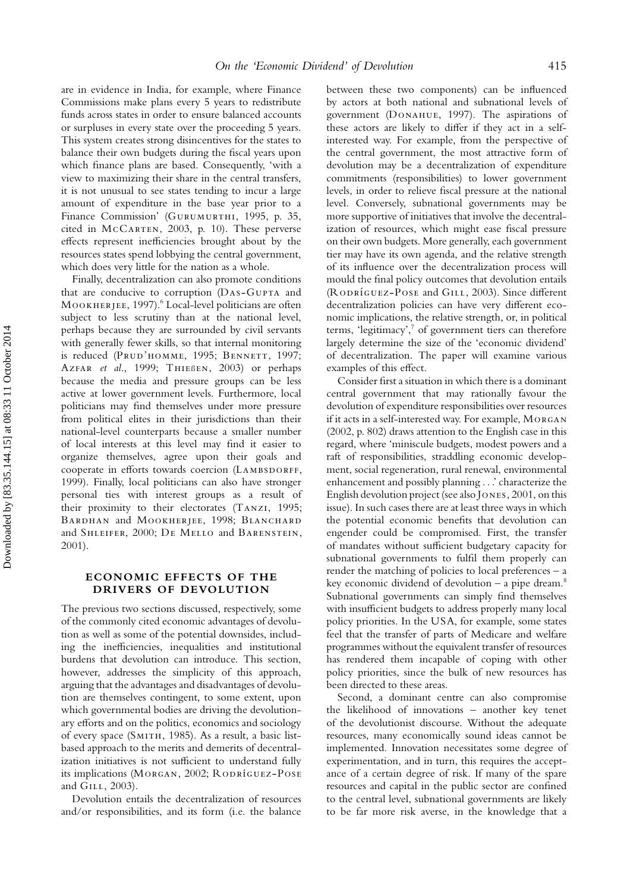are in evidence in India, for example, where Finance Commissions make plans every 5 years to redistribute funds across states in order to ensure balanced accounts or surpluses in every state over the proceeding 5 years. This system creates strong disincentives for the states to balance their own budgets during the fiscal years upon which finance plans are based. Consequently, 'with a view to maximizing their share in the central transfers, it is not unusual to see states tending to incur a large amount of expenditure in the base year prior to a Finance Commission' (Gurumurthi, 1995, p. 35, cited in McCarten, 2003, p. 10). These perverse effects represent inefficiencies brought about by the resources states spend lobbying the central government, which does very little for the nation as a whole.

Finally, decentralization can also promote conditions that are conducive to corruption (Das-Gupta and Mookherjee, 1997).[6] Local-level politicians are often subject to less scrutiny than at the national level, perhaps because they are surrounded by civil servants with generally fewer skills, so that internal monitoring is reduced (Prud'homme, 1995; Bennett, 1997; Azfar *et al*., 1999; Thießen, 2003) or perhaps because the media and pressure groups can be less active at lower government levels. Furthermore, local politicians may find themselves under more pressure from political elites in their jurisdictions than their national-level counterparts because a smaller number of local interests at this level may find it easier to organize themselves, agree upon their goals and cooperate in efforts towards coercion (Lambsdorff, 1999). Finally, local politicians can also have stronger personal ties with interest groups as a result of their proximity to their electorates (Tanzi, 1995; Bardhan and Mookherjee, 1998; Blanchard and Shleifer, 2000; De Mello and Barenstein, 2001).

## ECONOMIC EFFECTS OF THE DRIVERS OF DEVOLUTION

The previous two sections discussed, respectively, some of the commonly cited economic advantages of devolution as well as some of the potential downsides, including the inefficiencies, inequalities and institutional burdens that devolution can introduce. This section, however, addresses the simplicity of this approach, arguing that the advantages and disadvantages of devolution are themselves contingent, to some extent, upon which governmental bodies are driving the devolutionary efforts and on the politics, economics and sociology of every space (Smith, 1985). As a result, a basic list-based approach to the merits and demerits of decentralization initiatives is not sufficient to understand fully its implications (Morgan, 2002; Rodríguez-Pose and Gill, 2003).

Devolution entails the decentralization of resources and/or responsibilities, and its form (i.e. the balance between these two components) can be influenced by actors at both national and subnational levels of government (Donahue, 1997). The aspirations of these actors are likely to differ if they act in a self-interested way. For example, from the perspective of the central government, the most attractive form of devolution may be a decentralization of expenditure commitments (responsibilities) to lower government levels, in order to relieve fiscal pressure at the national level. Conversely, subnational governments may be more supportive of initiatives that involve the decentralization of resources, which might ease fiscal pressure on their own budgets. More generally, each government tier may have its own agenda, and the relative strength of its influence over the decentralization process will mould the final policy outcomes that devolution entails (Rodríguez-Pose and Gill, 2003). Since different decentralization policies can have very different economic implications, the relative strength, or, in political terms, 'legitimacy',[7] of government tiers can therefore largely determine the size of the 'economic dividend' of decentralization. The paper will examine various examples of this effect.

Consider first a situation in which there is a dominant central government that may rationally favour the devolution of expenditure responsibilities over resources if it acts in a self-interested way. For example, Morgan (2002, p. 802) draws attention to the English case in this regard, where 'miniscule budgets, modest powers and a raft of responsibilities, straddling economic development, social regeneration, rural renewal, environmental enhancement and possibly planning . . .' characterize the English devolution project (see also Jones, 2001, on this issue). In such cases there are at least three ways in which the potential economic benefits that devolution can engender could be compromised. First, the transfer of mandates without sufficient budgetary capacity for subnational governments to fulfil them properly can render the matching of policies to local preferences – a key economic dividend of devolution – a pipe dream.[8] Subnational governments can simply find themselves with insufficient budgets to address properly many local policy priorities. In the USA, for example, some states feel that the transfer of parts of Medicare and welfare programmes without the equivalent transfer of resources has rendered them incapable of coping with other policy priorities, since the bulk of new resources has been directed to these areas.

Second, a dominant centre can also compromise the likelihood of innovations – another key tenet of the devolutionist discourse. Without the adequate resources, many economically sound ideas cannot be implemented. Innovation necessitates some degree of experimentation, and in turn, this requires the acceptance of a certain degree of risk. If many of the spare resources and capital in the public sector are confined to the central level, subnational governments are likely to be far more risk averse, in the knowledge that a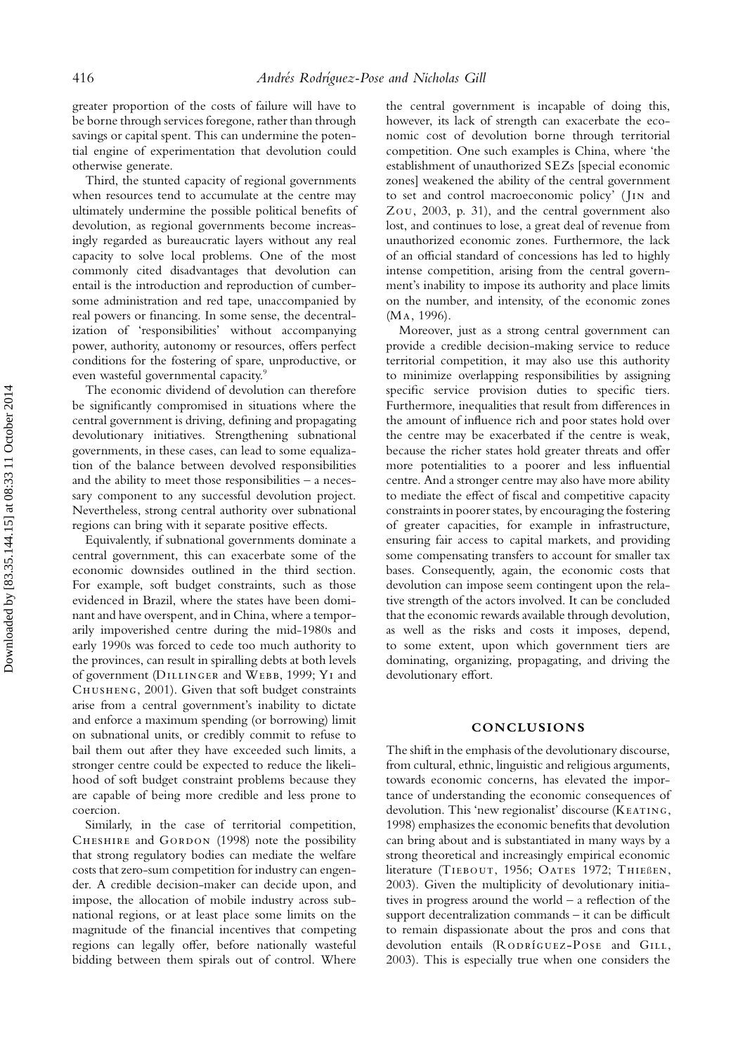greater proportion of the costs of failure will have to be borne through services foregone, rather than through savings or capital spent. This can undermine the potential engine of experimentation that devolution could otherwise generate.

Third, the stunted capacity of regional governments when resources tend to accumulate at the centre may ultimately undermine the possible political benefits of devolution, as regional governments become increasingly regarded as bureaucratic layers without any real capacity to solve local problems. One of the most commonly cited disadvantages that devolution can entail is the introduction and reproduction of cumbersome administration and red tape, unaccompanied by real powers or financing. In some sense, the decentralization of 'responsibilities' without accompanying power, authority, autonomy or resources, offers perfect conditions for the fostering of spare, unproductive, or even wasteful governmental capacity.[9]

The economic dividend of devolution can therefore be significantly compromised in situations where the central government is driving, defining and propagating devolutionary initiatives. Strengthening subnational governments, in these cases, can lead to some equalization of the balance between devolved responsibilities and the ability to meet those responsibilities – a necessary component to any successful devolution project. Nevertheless, strong central authority over subnational regions can bring with it separate positive effects.

Equivalently, if subnational governments dominate a central government, this can exacerbate some of the economic downsides outlined in the third section. For example, soft budget constraints, such as those evidenced in Brazil, where the states have been dominant and have overspent, and in China, where a temporarily impoverished centre during the mid-1980s and early 1990s was forced to cede too much authority to the provinces, can result in spiralling debts at both levels of government (Dillinger and Webb, 1999; Yi and Chusheng, 2001). Given that soft budget constraints arise from a central government's inability to dictate and enforce a maximum spending (or borrowing) limit on subnational units, or credibly commit to refuse to bail them out after they have exceeded such limits, a stronger centre could be expected to reduce the likelihood of soft budget constraint problems because they are capable of being more credible and less prone to coercion.

Similarly, in the case of territorial competition, Cheshire and Gordon (1998) note the possibility that strong regulatory bodies can mediate the welfare costs that zero-sum competition for industry can engender. A credible decision-maker can decide upon, and impose, the allocation of mobile industry across subnational regions, or at least place some limits on the magnitude of the financial incentives that competing regions can legally offer, before nationally wasteful bidding between them spirals out of control. Where the central government is incapable of doing this, however, its lack of strength can exacerbate the economic cost of devolution borne through territorial competition. One such examples is China, where 'the establishment of unauthorized SEZs [special economic zones] weakened the ability of the central government to set and control macroeconomic policy' (Jin and Zou, 2003, p. 31), and the central government also lost, and continues to lose, a great deal of revenue from unauthorized economic zones. Furthermore, the lack of an official standard of concessions has led to highly intense competition, arising from the central government's inability to impose its authority and place limits on the number, and intensity, of the economic zones (Ma, 1996).

Moreover, just as a strong central government can provide a credible decision-making service to reduce territorial competition, it may also use this authority to minimize overlapping responsibilities by assigning specific service provision duties to specific tiers. Furthermore, inequalities that result from differences in the amount of influence rich and poor states hold over the centre may be exacerbated if the centre is weak, because the richer states hold greater threats and offer more potentialities to a poorer and less influential centre. And a stronger centre may also have more ability to mediate the effect of fiscal and competitive capacity constraints in poorer states, by encouraging the fostering of greater capacities, for example in infrastructure, ensuring fair access to capital markets, and providing some compensating transfers to account for smaller tax bases. Consequently, again, the economic costs that devolution can impose seem contingent upon the relative strength of the actors involved. It can be concluded that the economic rewards available through devolution, as well as the risks and costs it imposes, depend, to some extent, upon which government tiers are dominating, organizing, propagating, and driving the devolutionary effort.

## CONCLUSIONS

The shift in the emphasis of the devolutionary discourse, from cultural, ethnic, linguistic and religious arguments, towards economic concerns, has elevated the importance of understanding the economic consequences of devolution. This 'new regionalist' discourse (Keating, 1998) emphasizes the economic benefits that devolution can bring about and is substantiated in many ways by a strong theoretical and increasingly empirical economic literature (Tiebout, 1956; Oates 1972; Thießen, 2003). Given the multiplicity of devolutionary initiatives in progress around the world – a reflection of the support decentralization commands – it can be difficult to remain dispassionate about the pros and cons that devolution entails (Rodríguez-Pose and Gill, 2003). This is especially true when one considers the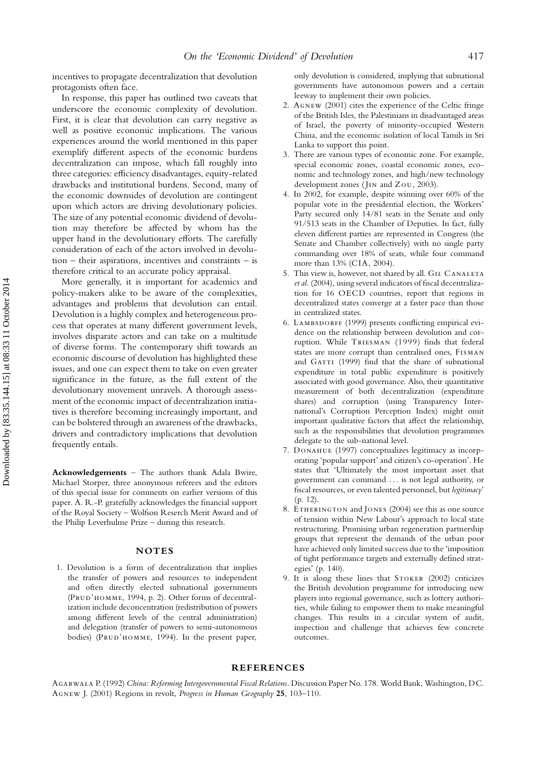incentives to propagate decentralization that devolution protagonists often face.

In response, this paper has outlined two caveats that underscore the economic complexity of devolution. First, it is clear that devolution can carry negative as well as positive economic implications. The various experiences around the world mentioned in this paper exemplify different aspects of the economic burdens decentralization can impose, which fall roughly into three categories: efficiency disadvantages, equity-related drawbacks and institutional burdens. Second, many of the economic downsides of devolution are contingent upon which actors are driving devolutionary policies. The size of any potential economic dividend of devolution may therefore be affected by whom has the upper hand in the devolutionary efforts. The carefully consideration of each of the actors involved in devolution – their aspirations, incentives and constraints – is therefore critical to an accurate policy appraisal.

More generally, it is important for academics and policy-makers alike to be aware of the complexities, advantages and problems that devolution can entail. Devolution is a highly complex and heterogeneous process that operates at many different government levels, involves disparate actors and can take on a multitude of diverse forms. The contemporary shift towards an economic discourse of devolution has highlighted these issues, and one can expect them to take on even greater significance in the future, as the full extent of the devolutionary movement unravels. A thorough assessment of the economic impact of decentralization initiatives is therefore becoming increasingly important, and can be bolstered through an awareness of the drawbacks, drivers and contradictory implications that devolution frequently entails.

**Acknowledgements** – The authors thank Adala Bwire, Michael Storper, three anonymous referees and the editors of this special issue for comments on earlier versions of this paper. A. R.-P. gratefully acknowledges the financial support of the Royal Society – Wolfson Reserch Merit Award and of the Philip Leverhulme Prize – during this research.

## NOTES

1. Devolution is a form of decentralization that implies the transfer of powers and resources to independent and often directly elected subnational governments (Prud'homme, 1994, p. 2). Other forms of decentralization include deconcentration (redistribution of powers among different levels of the central administration) and delegation (transfer of powers to semi-autonomous bodies) (Prud'homme, 1994). In the present paper, only devolution is considered, implying that subnational governments have autonomous powers and a certain leeway to implement their own policies.
2. Agnew (2001) cites the experience of the Celtic fringe of the British Isles, the Palestinians in disadvantaged areas of Israel, the poverty of minority-occupied Western China, and the economic isolation of local Tamils in Sri Lanka to support this point.
3. There are various types of economic zone. For example, special economic zones, coastal economic zones, economic and technology zones, and high/new technology development zones (Jin and Zou, 2003).
4. In 2002, for example, despite winning over 60% of the popular vote in the presidential election, the Workers' Party secured only 14/81 seats in the Senate and only 91/513 seats in the Chamber of Deputies. In fact, fully eleven different parties are represented in Congress (the Senate and Chamber collectively) with no single party commanding over 18% of seats, while four command more than 13% (CIA, 2004).
5. This view is, however, not shared by all. Gil Canaleta *et al.* (2004), using several indicators of fiscal decentralization for 16 OECD countries, report that regions in decentralized states converge at a faster pace than those in centralized states.
6. Lambsdorff (1999) presents conflicting empirical evidence on the relationship between devolution and corruption. While Triesman (1999) finds that federal states are more corrupt than centralised ones, Fisman and Gatti (1999) find that the share of subnational expenditure in total public expenditure is positively associated with good governance. Also, their quantitative measurement of both decentralization (expenditure shares) and corruption (using Transparency International's Corruption Perception Index) might omit important qualitative factors that affect the relationship, such as the responsibilities that devolution programmes delegate to the sub-national level.
7. Donahue (1997) conceptualizes legitimacy as incorporating 'popular support' and citizen's co-operation'. He states that 'Ultimately the most important asset that government can command . . . is not legal authority, or fiscal resources, or even talented personnel, but *legitimacy*' (p. 12).
8. Etherington and Jones (2004) see this as one source of tension within New Labour's approach to local state restructuring. Promising urban regeneration partnership groups that represent the demands of the urban poor have achieved only limited success due to the 'imposition of tight performance targets and externally defined strategies' (p. 140).
9. It is along these lines that Stoker (2002) criticizes the British devolution programme for introducing new players into regional governance, such as lottery authorities, while failing to empower them to make meaningful changes. This results in a circular system of audit, inspection and challenge that achieves few concrete outcomes.

## REFERENCES

Agarwala P. (1992) *China: Reforming Intergovernmental Fiscal Relations*. Discussion Paper No. 178. World Bank, Washington, DC.

Agnew J. (2001) Regions in revolt, *Progress in Human Geography* **25**, 103–110.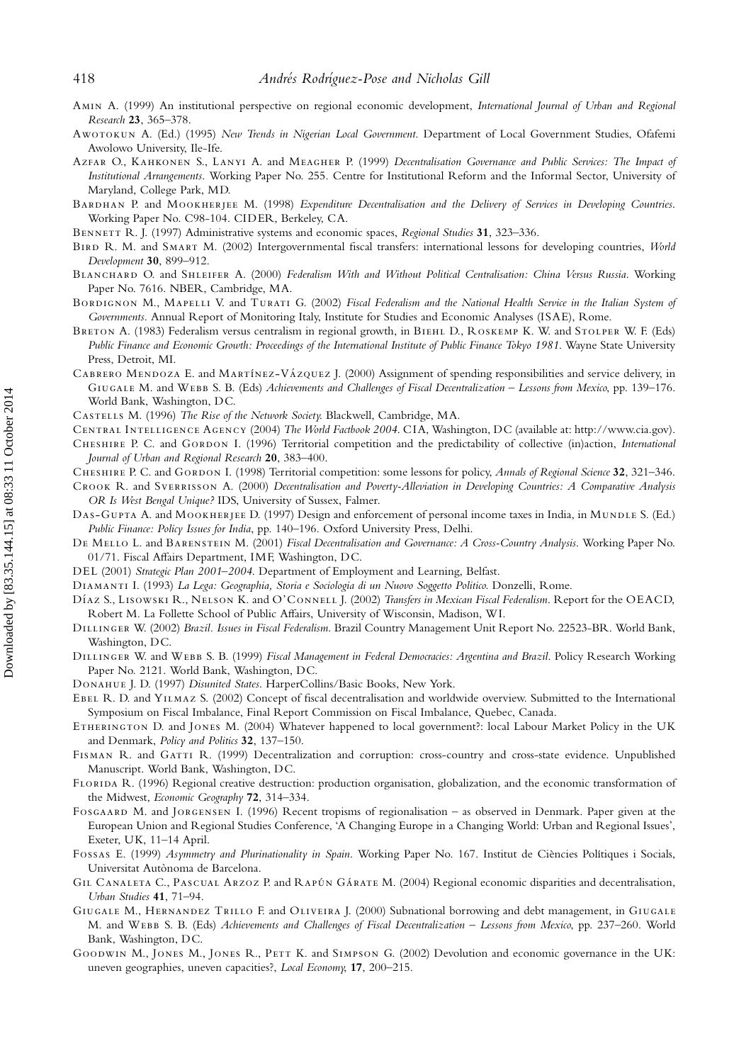Amin A. (1999) An institutional perspective on regional economic development, *International Journal of Urban and Regional Research* **23**, 365–378.

Awotokun A. (Ed.) (1995) *New Trends in Nigerian Local Government*. Department of Local Government Studies, Ofafemi Awolowo University, Ile-Ife.

Azfar O., Kahkonen S., Lanyi A. and Meagher P. (1999) *Decentralisation Governance and Public Services: The Impact of Institutional Arrangements*. Working Paper No. 255. Centre for Institutional Reform and the Informal Sector, University of Maryland, College Park, MD.

Bardhan P. and Mookherjee M. (1998) *Expenditure Decentralisation and the Delivery of Services in Developing Countries*. Working Paper No. C98-104. CIDER, Berkeley, CA.

Bennett R. J. (1997) Administrative systems and economic spaces, *Regional Studies* **31**, 323–336.

Bird R. M. and Smart M. (2002) Intergovernmental fiscal transfers: international lessons for developing countries, *World Development* **30**, 899–912.

Blanchard O. and Shleifer A. (2000) *Federalism With and Without Political Centralisation: China Versus Russia*. Working Paper No. 7616. NBER, Cambridge, MA.

Bordignon M., Mapelli V. and Turati G. (2002) *Fiscal Federalism and the National Health Service in the Italian System of Governments*. Annual Report of Monitoring Italy, Institute for Studies and Economic Analyses (ISAE), Rome.

Breton A. (1983) Federalism versus centralism in regional growth, in Biehl D., Roskemp K. W. and Stolper W. F. (Eds) *Public Finance and Economic Growth: Proceedings of the International Institute of Public Finance Tokyo 1981*. Wayne State University Press, Detroit, MI.

Cabrero Mendoza E. and Martínez-Vázquez J. (2000) Assignment of spending responsibilities and service delivery, in Giugale M. and Webb S. B. (Eds) *Achievements and Challenges of Fiscal Decentralization – Lessons from Mexico*, pp. 139–176. World Bank, Washington, DC.

Castells M. (1996) *The Rise of the Network Society.* Blackwell, Cambridge, MA.

Central Intelligence Agency (2004) *The World Factbook 2004*. CIA, Washington, DC (available at: http://www.cia.gov).

Cheshire P. C. and Gordon I. (1996) Territorial competition and the predictability of collective (in)action, *International Journal of Urban and Regional Research* **20**, 383–400.

Cheshire P. C. and Gordon I. (1998) Territorial competition: some lessons for policy, *Annals of Regional Science* **32**, 321–346.

Crook R. and Sverrisson A. (2000) *Decentralisation and Poverty-Alleviation in Developing Countries: A Comparative Analysis OR Is West Bengal Unique?* IDS, University of Sussex, Falmer.

Das-Gupta A. and Mookherjee D. (1997) Design and enforcement of personal income taxes in India, in Mundle S. (Ed.) *Public Finance: Policy Issues for India*, pp. 140–196. Oxford University Press, Delhi.

De Mello L. and Barenstein M. (2001) *Fiscal Decentralisation and Governance: A Cross-Country Analysis*. Working Paper No. 01/71. Fiscal Affairs Department, IMF, Washington, DC.

DEL (2001) *Strategic Plan 2001–2004*. Department of Employment and Learning, Belfast.

Diamanti I. (1993) *La Lega: Geographia, Storia e Sociologia di un Nuovo Soggetto Politico*. Donzelli, Rome.

Díaz S., Lisowski R., Nelson K. and O'Connell J. (2002) *Transfers in Mexican Fiscal Federalism*. Report for the OEACD, Robert M. La Follette School of Public Affairs, University of Wisconsin, Madison, WI.

Dillinger W. (2002) *Brazil. Issues in Fiscal Federalism*. Brazil Country Management Unit Report No. 22523-BR. World Bank, Washington, DC.

Dillinger W. and Webb S. B. (1999) *Fiscal Management in Federal Democracies: Argentina and Brazil*. Policy Research Working Paper No. 2121. World Bank, Washington, DC.

Donahue J. D. (1997) *Disunited States*. HarperCollins/Basic Books, New York.

Ebel R. D. and Yilmaz S. (2002) Concept of fiscal decentralisation and worldwide overview. Submitted to the International Symposium on Fiscal Imbalance, Final Report Commission on Fiscal Imbalance, Quebec, Canada.

Etherington D. and Jones M. (2004) Whatever happened to local government?: local Labour Market Policy in the UK and Denmark, *Policy and Politics* **32**, 137–150.

Fisman R. and Gatti R. (1999) Decentralization and corruption: cross-country and cross-state evidence. Unpublished Manuscript. World Bank, Washington, DC.

Florida R. (1996) Regional creative destruction: production organisation, globalization, and the economic transformation of the Midwest, *Economic Geography* **72**, 314–334.

Fosgaard M. and Jorgensen I. (1996) Recent tropisms of regionalisation – as observed in Denmark. Paper given at the European Union and Regional Studies Conference, 'A Changing Europe in a Changing World: Urban and Regional Issues', Exeter, UK, 11–14 April.

Fossas E. (1999) *Asymmetry and Plurinationality in Spain*. Working Paper No. 167. Institut de Ciències Polítiques i Socials, Universitat Autònoma de Barcelona.

Gil Canaleta C., Pascual Arzoz P. and Rapún Gárate M. (2004) Regional economic disparities and decentralisation, *Urban Studies* **41**, 71–94.

Giugale M., Hernandez Trillo F. and Oliveira J. (2000) Subnational borrowing and debt management, in Giugale M. and Webb S. B. (Eds) *Achievements and Challenges of Fiscal Decentralization – Lessons from Mexico*, pp. 237–260. World Bank, Washington, DC.

Goodwin M., Jones M., Jones R., Pett K. and Simpson G. (2002) Devolution and economic governance in the UK: uneven geographies, uneven capacities?, *Local Economy,* **17**, 200–215.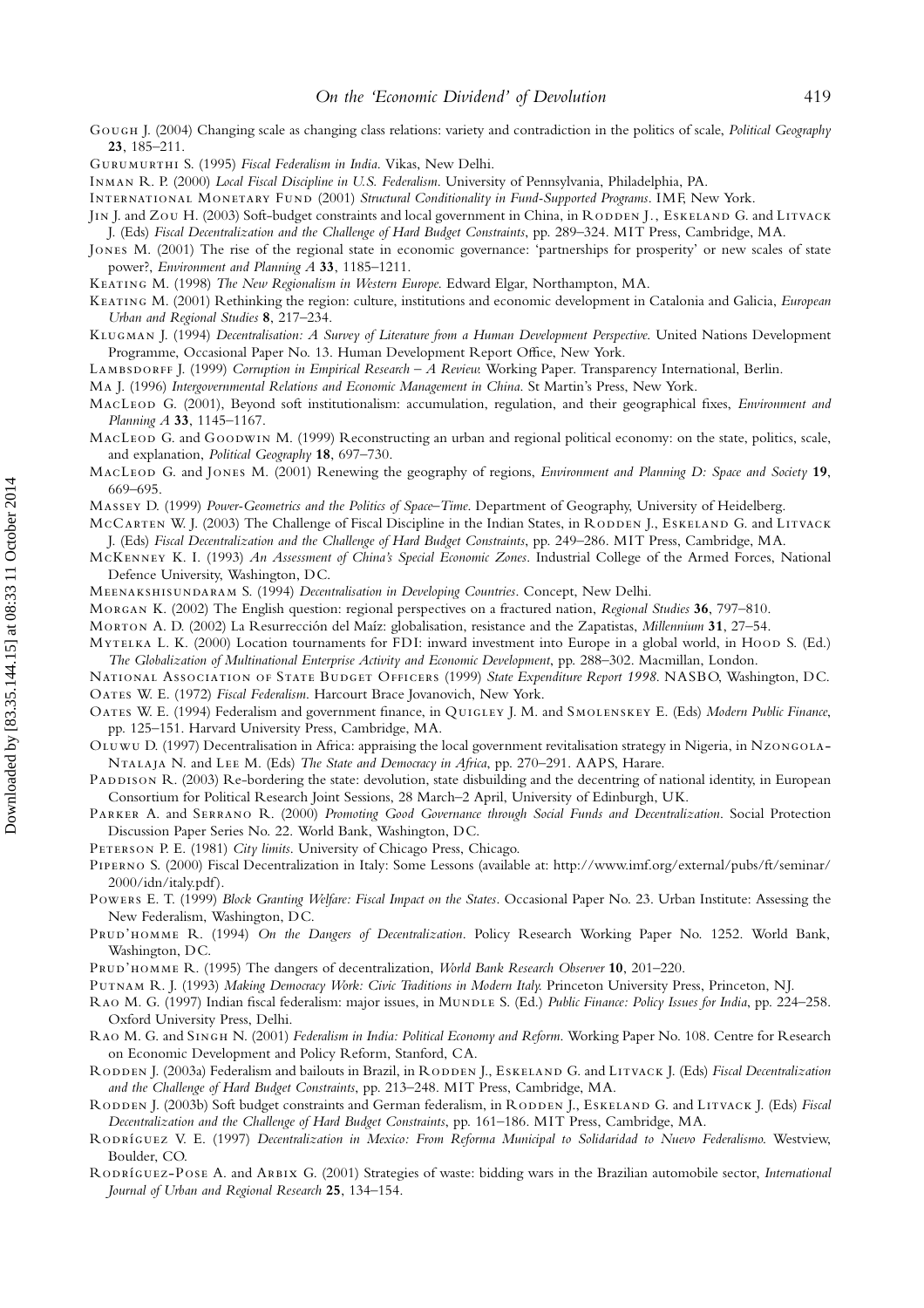Gough J. (2004) Changing scale as changing class relations: variety and contradiction in the politics of scale, *Political Geography* **23**, 185–211.

Gurumurthi S. (1995) *Fiscal Federalism in India*. Vikas, New Delhi.

Inman R. P. (2000) *Local Fiscal Discipline in U.S. Federalism*. University of Pennsylvania, Philadelphia, PA.

International Monetary Fund (2001) *Structural Conditionality in Fund-Supported Programs*. IMF, New York.

Jin J. and Zou H. (2003) Soft-budget constraints and local government in China, in Rodden J., Eskeland G. and Litvack J. (Eds) *Fiscal Decentralization and the Challenge of Hard Budget Constraints*, pp. 289–324. MIT Press, Cambridge, MA.

Jones M. (2001) The rise of the regional state in economic governance: 'partnerships for prosperity' or new scales of state power?, *Environment and Planning A* **33**, 1185–1211.

Keating M. (1998) *The New Regionalism in Western Europe*. Edward Elgar, Northampton, MA.

Keating M. (2001) Rethinking the region: culture, institutions and economic development in Catalonia and Galicia, *European Urban and Regional Studies* **8**, 217–234.

Klugman J. (1994) *Decentralisation: A Survey of Literature from a Human Development Perspective*. United Nations Development Programme, Occasional Paper No. 13. Human Development Report Office, New York.

Lambsdorff J. (1999) *Corruption in Empirical Research – A Review.* Working Paper. Transparency International, Berlin.

Ma J. (1996) *Intergovernmental Relations and Economic Management in China*. St Martin's Press, New York.

MacLeod G. (2001), Beyond soft institutionalism: accumulation, regulation, and their geographical fixes, *Environment and Planning A* **33**, 1145–1167.

MacLeod G. and Goodwin M. (1999) Reconstructing an urban and regional political economy: on the state, politics, scale, and explanation, *Political Geography* **18**, 697–730.

MacLeod G. and Jones M. (2001) Renewing the geography of regions, *Environment and Planning D: Space and Society* **19**, 669–695.

Massey D. (1999) *Power-Geometrics and the Politics of Space–Time*. Department of Geography, University of Heidelberg.

McCarten W. J. (2003) The Challenge of Fiscal Discipline in the Indian States, in Rodden J., Eskeland G. and Litvack J. (Eds) *Fiscal Decentralization and the Challenge of Hard Budget Constraints*, pp. 249–286. MIT Press, Cambridge, MA.

McKenney K. I. (1993) *An Assessment of China's Special Economic Zones*. Industrial College of the Armed Forces, National Defence University, Washington, DC.

Meenakshisundaram S. (1994) *Decentralisation in Developing Countries*. Concept, New Delhi.

Morgan K. (2002) The English question: regional perspectives on a fractured nation, *Regional Studies* **36**, 797–810.

Morton A. D. (2002) La Resurrección del Maíz: globalisation, resistance and the Zapatistas, *Millennium* **31**, 27–54.

Mytelka L. K. (2000) Location tournaments for FDI: inward investment into Europe in a global world, in Hood S. (Ed.) *The Globalization of Multinational Enterprise Activity and Economic Development*, pp. 288–302. Macmillan, London.

National Association of State Budget Officers (1999) *State Expenditure Report 1998*. NASBO, Washington, DC.

Oates W. E. (1972) *Fiscal Federalism*. Harcourt Brace Jovanovich, New York.

Oates W. E. (1994) Federalism and government finance, in Quigley J. M. and Smolenskey E. (Eds) *Modern Public Finance*, pp. 125–151. Harvard University Press, Cambridge, MA.

Oluwu D. (1997) Decentralisation in Africa: appraising the local government revitalisation strategy in Nigeria, in Nzongola-Ntalaja N. and Lee M. (Eds) *The State and Democracy in Africa*, pp. 270–291. AAPS, Harare.

Paddison R. (2003) Re-bordering the state: devolution, state disbuilding and the decentring of national identity, in European Consortium for Political Research Joint Sessions, 28 March–2 April, University of Edinburgh, UK.

Parker A. and Serrano R. (2000) *Promoting Good Governance through Social Funds and Decentralization*. Social Protection Discussion Paper Series No. 22. World Bank, Washington, DC.

Peterson P. E. (1981) *City limits*. University of Chicago Press, Chicago.

Piperno S. (2000) Fiscal Decentralization in Italy: Some Lessons (available at: http://www.imf.org/external/pubs/ft/seminar/2000/idn/italy.pdf).

Powers E. T. (1999) *Block Granting Welfare: Fiscal Impact on the States*. Occasional Paper No. 23. Urban Institute: Assessing the New Federalism, Washington, DC.

Prud'homme R. (1994) *On the Dangers of Decentralization*. Policy Research Working Paper No. 1252. World Bank, Washington, DC.

Prud'homme R. (1995) The dangers of decentralization, *World Bank Research Observer* **10**, 201–220.

Putnam R. J. (1993) *Making Democracy Work: Civic Traditions in Modern Italy.* Princeton University Press, Princeton, NJ.

Rao M. G. (1997) Indian fiscal federalism: major issues, in Mundle S. (Ed.) *Public Finance: Policy Issues for India*, pp. 224–258. Oxford University Press, Delhi.

Rao M. G. and Singh N. (2001) *Federalism in India: Political Economy and Reform*. Working Paper No. 108. Centre for Research on Economic Development and Policy Reform, Stanford, CA.

Rodden J. (2003a) Federalism and bailouts in Brazil, in Rodden J., Eskeland G. and Litvack J. (Eds) *Fiscal Decentralization and the Challenge of Hard Budget Constraints*, pp. 213–248. MIT Press, Cambridge, MA.

Rodden J. (2003b) Soft budget constraints and German federalism, in Rodden J., Eskeland G. and Litvack J. (Eds) *Fiscal Decentralization and the Challenge of Hard Budget Constraints*, pp. 161–186. MIT Press, Cambridge, MA.

Rodríguez V. E. (1997) *Decentralization in Mexico: From Reforma Municipal to Solidaridad to Nuevo Federalismo.* Westview, Boulder, CO.

Rodríguez-Pose A. and Arbix G. (2001) Strategies of waste: bidding wars in the Brazilian automobile sector, *International Journal of Urban and Regional Research* **25**, 134–154.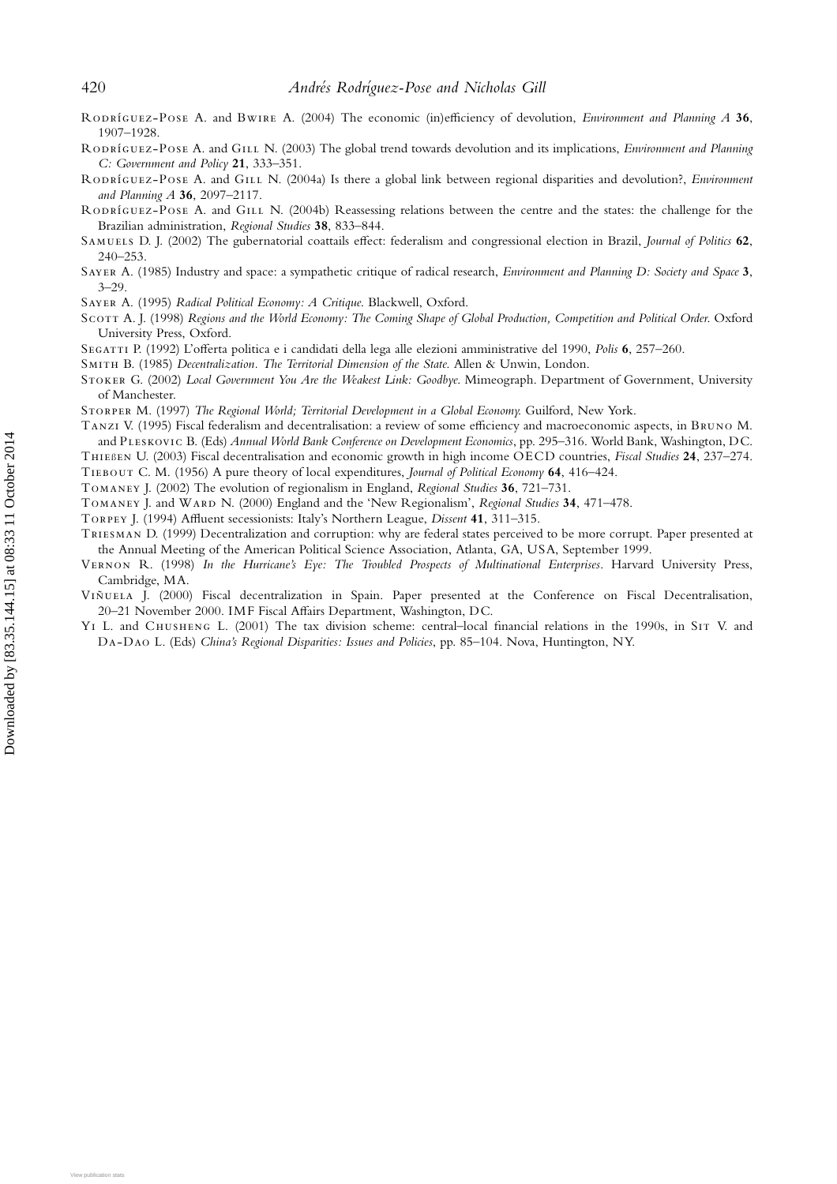Rodríguez-Pose A. and Bwire A. (2004) The economic (in)efficiency of devolution, *Environment and Planning A* **36**, 1907–1928.

Rodríguez-Pose A. and Gill N. (2003) The global trend towards devolution and its implications, *Environment and Planning C: Government and Policy* **21**, 333–351.

Rodríguez-Pose A. and Gill N. (2004a) Is there a global link between regional disparities and devolution?, *Environment and Planning A* **36**, 2097–2117.

Rodríguez-Pose A. and Gill N. (2004b) Reassessing relations between the centre and the states: the challenge for the Brazilian administration, *Regional Studies* **38**, 833–844.

Samuels D. J. (2002) The gubernatorial coattails effect: federalism and congressional election in Brazil, *Journal of Politics* **62**, 240–253.

Sayer A. (1985) Industry and space: a sympathetic critique of radical research, *Environment and Planning D: Society and Space* **3**, 3–29.

Sayer A. (1995) *Radical Political Economy: A Critique*. Blackwell, Oxford.

Scott A. J. (1998) *Regions and the World Economy: The Coming Shape of Global Production, Competition and Political Order*. Oxford University Press, Oxford.

Segatti P. (1992) L'offerta politica e i candidati della lega alle elezioni amministrative del 1990, *Polis* **6**, 257–260.

Smith B. (1985) *Decentralization. The Territorial Dimension of the State*. Allen & Unwin, London.

Stoker G. (2002) *Local Government You Are the Weakest Link: Goodbye*. Mimeograph. Department of Government, University of Manchester.

Storper M. (1997) *The Regional World; Territorial Development in a Global Economy*. Guilford, New York.

Tanzi V. (1995) Fiscal federalism and decentralisation: a review of some efficiency and macroeconomic aspects, in Bruno M. and Pleskovic B. (Eds) *Annual World Bank Conference on Development Economics*, pp. 295–316. World Bank, Washington, DC.

Thießen U. (2003) Fiscal decentralisation and economic growth in high income OECD countries, *Fiscal Studies* **24**, 237–274.

Tiebout C. M. (1956) A pure theory of local expenditures, *Journal of Political Economy* **64**, 416–424.

Tomaney J. (2002) The evolution of regionalism in England, *Regional Studies* **36**, 721–731.

Tomaney J. and Ward N. (2000) England and the 'New Regionalism', *Regional Studies* **34**, 471–478.

Torpey J. (1994) Affluent secessionists: Italy's Northern League, *Dissent* **41**, 311–315.

Triesman D. (1999) Decentralization and corruption: why are federal states perceived to be more corrupt. Paper presented at the Annual Meeting of the American Political Science Association, Atlanta, GA, USA, September 1999.

Vernon R. (1998) *In the Hurricane's Eye: The Troubled Prospects of Multinational Enterprises*. Harvard University Press, Cambridge, MA.

Viñuela J. (2000) Fiscal decentralization in Spain. Paper presented at the Conference on Fiscal Decentralisation, 20–21 November 2000. IMF Fiscal Affairs Department, Washington, DC.

Yi L. and Chusheng L. (2001) The tax division scheme: central–local financial relations in the 1990s, in Sit V. and Da-Dao L. (Eds) *China's Regional Disparities: Issues and Policies*, pp. 85–104. Nova, Huntington, NY.